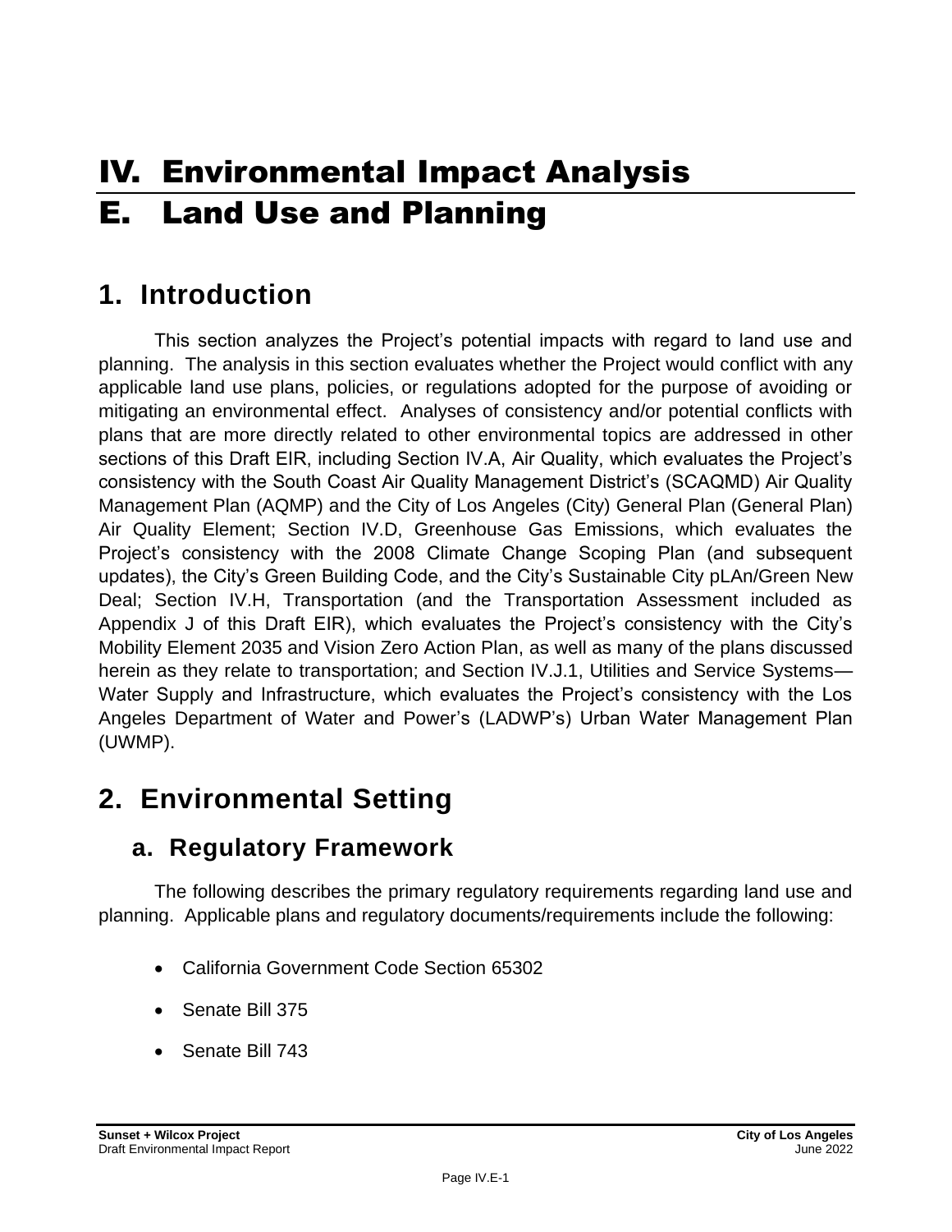# IV. Environmental Impact Analysis

# E. Land Use and Planning

## 1. Introduction

This section analyzes the Project's potential impacts with regard to land use and planning. The analysis in this section evaluates whether the Project would conflict with any applicable land use plans, policies, or regulations adopted for the purpose of avoiding or mitigating an environmental effect. Analyses of consistency and/or potential conflicts with plans that are more directly related to other environmental topics are addressed in other sections of this Draft EIR, including Section IV.A, Air Quality, which evaluates the Project's consistency with the South Coast Air Quality Management District's (SCAQMD) Air Quality Management Plan (AQMP) and the City of Los Angeles (City) General Plan (General Plan) Air Quality Element; Section IV.D, Greenhouse Gas Emissions, which evaluates the Project's consistency with the 2008 Climate Change Scoping Plan (and subsequent updates), the City's Green Building Code, and the City's Sustainable City pLAn/Green New Deal; Section IV.H, Transportation (and the Transportation Assessment included as Appendix J of this Draft EIR), which evaluates the Project's consistency with the City's Mobility Element 2035 and Vision Zero Action Plan, as well as many of the plans discussed herein as they relate to transportation; and Section IV.J.1, Utilities and Service Systems—Water Supply and Infrastructure, which evaluates the Project's consistency with the Los Angeles Department of Water and Power's (LADWP's) Urban Water Management Plan (UWMP).

## 2. Environmental Setting

### a. Regulatory Framework

The following describes the primary regulatory requirements regarding land use and planning. Applicable plans and regulatory documents/requirements include the following:

- California Government Code Section 65302
- Senate Bill 375
- Senate Bill 743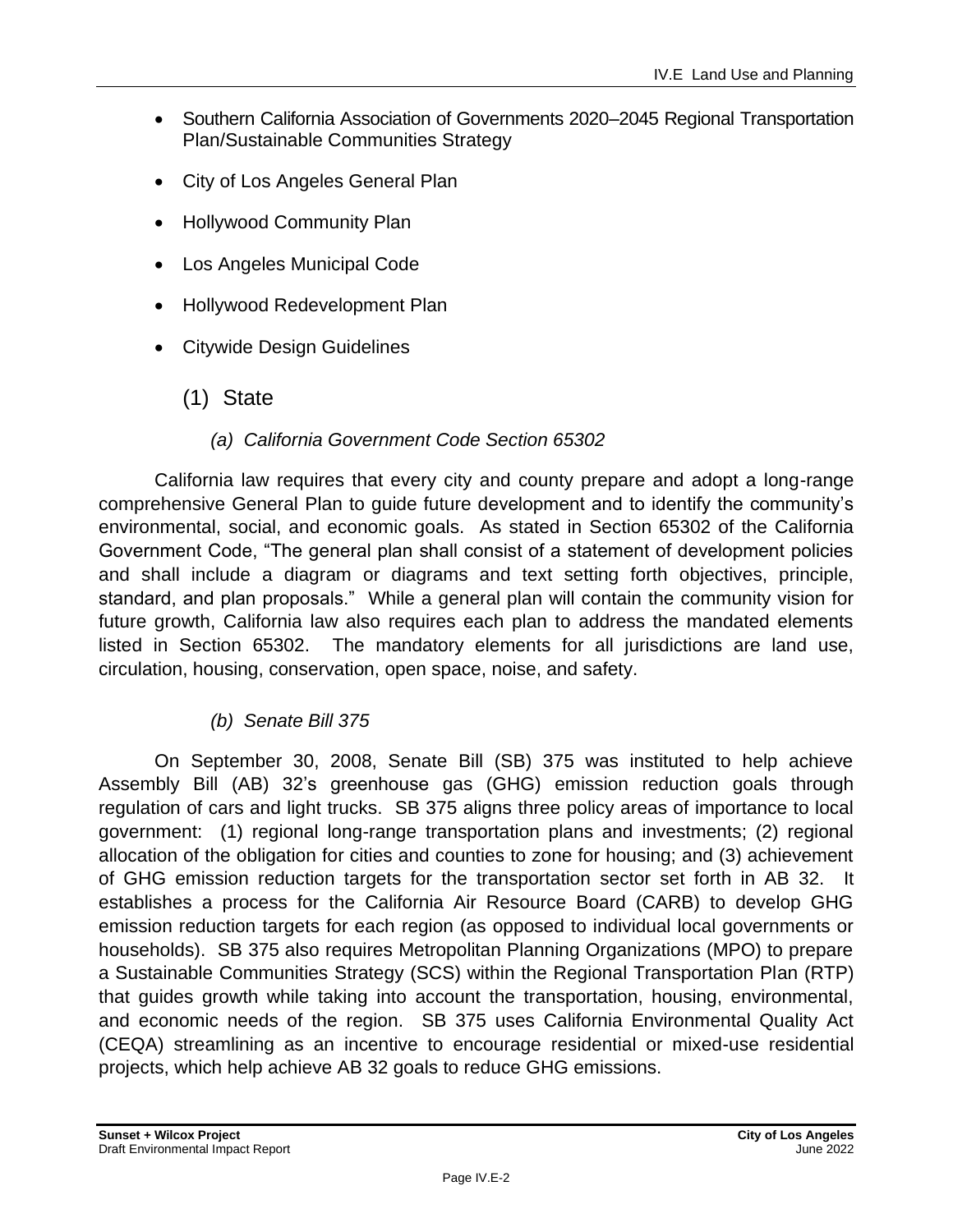- Southern California Association of Governments 2020–2045 Regional Transportation Plan/Sustainable Communities Strategy
- City of Los Angeles General Plan
- Hollywood Community Plan
- Los Angeles Municipal Code
- Hollywood Redevelopment Plan
- Citywide Design Guidelines

### (1) State

#### *(a) California Government Code Section 65302*

California law requires that every city and county prepare and adopt a long-range comprehensive General Plan to guide future development and to identify the community's environmental, social, and economic goals. As stated in Section 65302 of the California Government Code, "The general plan shall consist of a statement of development policies and shall include a diagram or diagrams and text setting forth objectives, principle, standard, and plan proposals." While a general plan will contain the community vision for future growth, California law also requires each plan to address the mandated elements listed in Section 65302. The mandatory elements for all jurisdictions are land use, circulation, housing, conservation, open space, noise, and safety.

#### *(b) Senate Bill 375*

On September 30, 2008, Senate Bill (SB) 375 was instituted to help achieve Assembly Bill (AB) 32's greenhouse gas (GHG) emission reduction goals through regulation of cars and light trucks. SB 375 aligns three policy areas of importance to local government: (1) regional long-range transportation plans and investments; (2) regional allocation of the obligation for cities and counties to zone for housing; and (3) achievement of GHG emission reduction targets for the transportation sector set forth in AB 32. It establishes a process for the California Air Resource Board (CARB) to develop GHG emission reduction targets for each region (as opposed to individual local governments or households). SB 375 also requires Metropolitan Planning Organizations (MPO) to prepare a Sustainable Communities Strategy (SCS) within the Regional Transportation Plan (RTP) that guides growth while taking into account the transportation, housing, environmental, and economic needs of the region. SB 375 uses California Environmental Quality Act (CEQA) streamlining as an incentive to encourage residential or mixed-use residential projects, which help achieve AB 32 goals to reduce GHG emissions.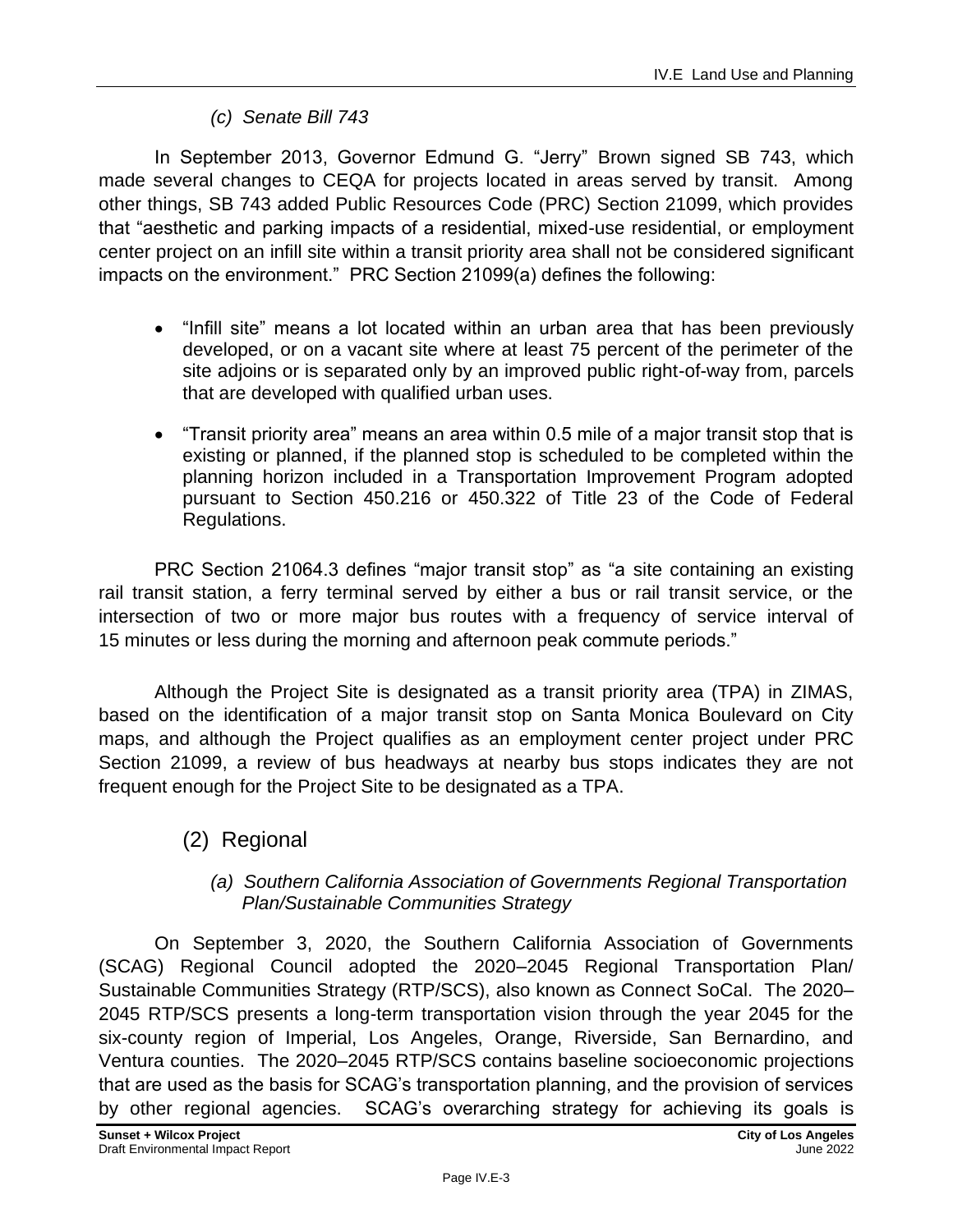*(c) Senate Bill 743*

In September 2013, Governor Edmund G. "Jerry" Brown signed SB 743, which made several changes to CEQA for projects located in areas served by transit. Among other things, SB 743 added Public Resources Code (PRC) Section 21099, which provides that "aesthetic and parking impacts of a residential, mixed-use residential, or employment center project on an infill site within a transit priority area shall not be considered significant impacts on the environment." PRC Section 21099(a) defines the following:

- "Infill site" means a lot located within an urban area that has been previously developed, or on a vacant site where at least 75 percent of the perimeter of the site adjoins or is separated only by an improved public right-of-way from, parcels that are developed with qualified urban uses.
- "Transit priority area" means an area within 0.5 mile of a major transit stop that is existing or planned, if the planned stop is scheduled to be completed within the planning horizon included in a Transportation Improvement Program adopted pursuant to Section 450.216 or 450.322 of Title 23 of the Code of Federal Regulations.

PRC Section 21064.3 defines "major transit stop" as "a site containing an existing rail transit station, a ferry terminal served by either a bus or rail transit service, or the intersection of two or more major bus routes with a frequency of service interval of 15 minutes or less during the morning and afternoon peak commute periods."

Although the Project Site is designated as a transit priority area (TPA) in ZIMAS, based on the identification of a major transit stop on Santa Monica Boulevard on City maps, and although the Project qualifies as an employment center project under PRC Section 21099, a review of bus headways at nearby bus stops indicates they are not frequent enough for the Project Site to be designated as a TPA.

## (2) Regional

*(a) Southern California Association of Governments Regional Transportation Plan/Sustainable Communities Strategy*

On September 3, 2020, the Southern California Association of Governments (SCAG) Regional Council adopted the 2020–2045 Regional Transportation Plan/ Sustainable Communities Strategy (RTP/SCS), also known as Connect SoCal. The 2020–2045 RTP/SCS presents a long-term transportation vision through the year 2045 for the six-county region of Imperial, Los Angeles, Orange, Riverside, San Bernardino, and Ventura counties. The 2020–2045 RTP/SCS contains baseline socioeconomic projections that are used as the basis for SCAG's transportation planning, and the provision of services by other regional agencies. SCAG's overarching strategy for achieving its goals is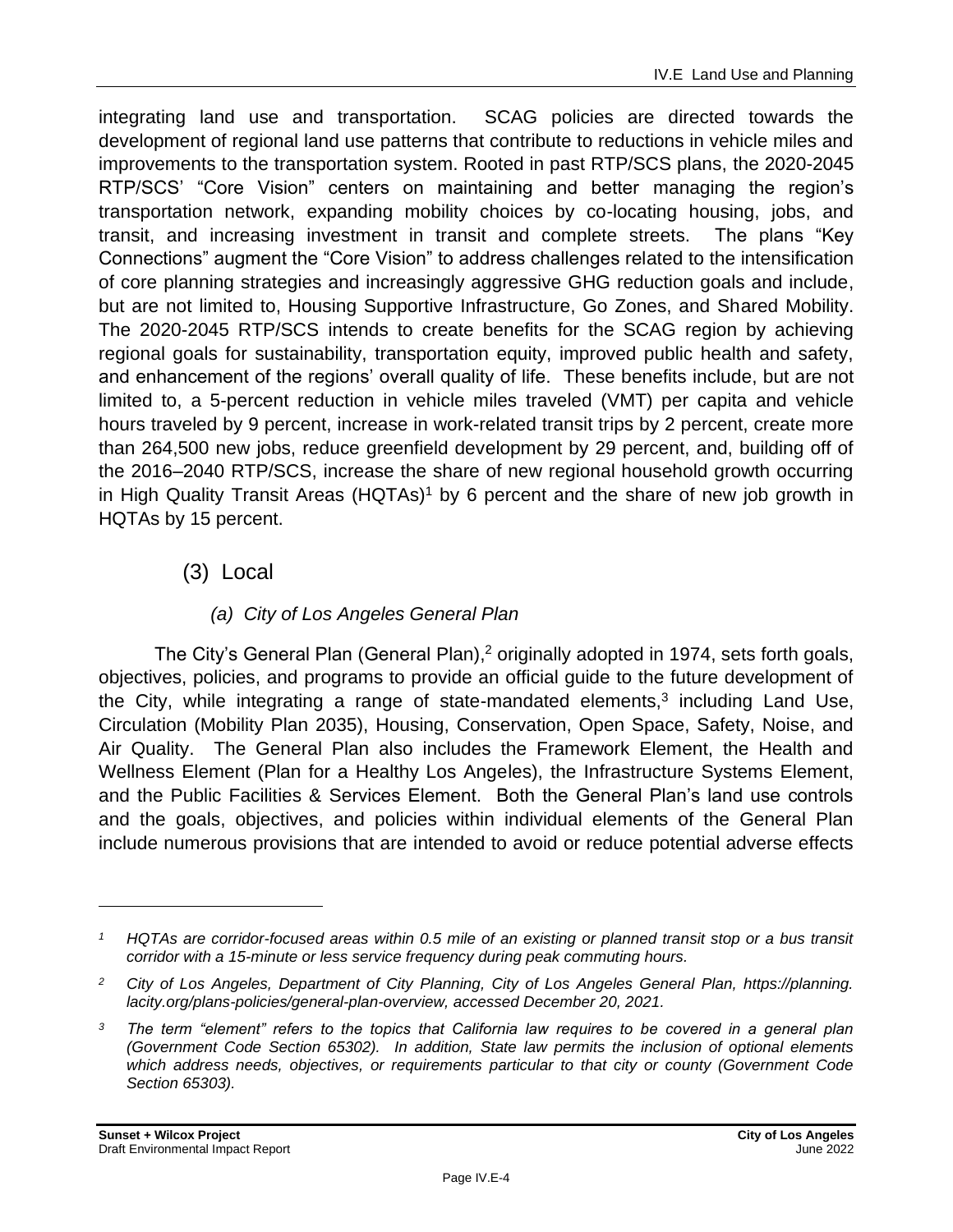integrating land use and transportation. SCAG policies are directed towards the development of regional land use patterns that contribute to reductions in vehicle miles and improvements to the transportation system. Rooted in past RTP/SCS plans, the 2020-2045 RTP/SCS' "Core Vision" centers on maintaining and better managing the region's transportation network, expanding mobility choices by co-locating housing, jobs, and transit, and increasing investment in transit and complete streets. The plans "Key Connections" augment the "Core Vision" to address challenges related to the intensification of core planning strategies and increasingly aggressive GHG reduction goals and include, but are not limited to, Housing Supportive Infrastructure, Go Zones, and Shared Mobility. The 2020-2045 RTP/SCS intends to create benefits for the SCAG region by achieving regional goals for sustainability, transportation equity, improved public health and safety, and enhancement of the regions' overall quality of life. These benefits include, but are not limited to, a 5-percent reduction in vehicle miles traveled (VMT) per capita and vehicle hours traveled by 9 percent, increase in work-related transit trips by 2 percent, create more than 264,500 new jobs, reduce greenfield development by 29 percent, and, building off of the 2016–2040 RTP/SCS, increase the share of new regional household growth occurring in High Quality Transit Areas (HQTAs)[1] by 6 percent and the share of new job growth in HQTAs by 15 percent.

### (3) Local

#### *(a) City of Los Angeles General Plan*

The City's General Plan (General Plan),[2] originally adopted in 1974, sets forth goals, objectives, policies, and programs to provide an official guide to the future development of the City, while integrating a range of state-mandated elements,[3] including Land Use, Circulation (Mobility Plan 2035), Housing, Conservation, Open Space, Safety, Noise, and Air Quality. The General Plan also includes the Framework Element, the Health and Wellness Element (Plan for a Healthy Los Angeles), the Infrastructure Systems Element, and the Public Facilities & Services Element. Both the General Plan's land use controls and the goals, objectives, and policies within individual elements of the General Plan include numerous provisions that are intended to avoid or reduce potential adverse effects

---

*[1] HQTAs are corridor-focused areas within 0.5 mile of an existing or planned transit stop or a bus transit corridor with a 15-minute or less service frequency during peak commuting hours.*

*[2] City of Los Angeles, Department of City Planning, City of Los Angeles General Plan, https://planning.lacity.org/plans-policies/general-plan-overview, accessed December 20, 2021.*

*[3] The term "element" refers to the topics that California law requires to be covered in a general plan (Government Code Section 65302). In addition, State law permits the inclusion of optional elements which address needs, objectives, or requirements particular to that city or county (Government Code Section 65303).*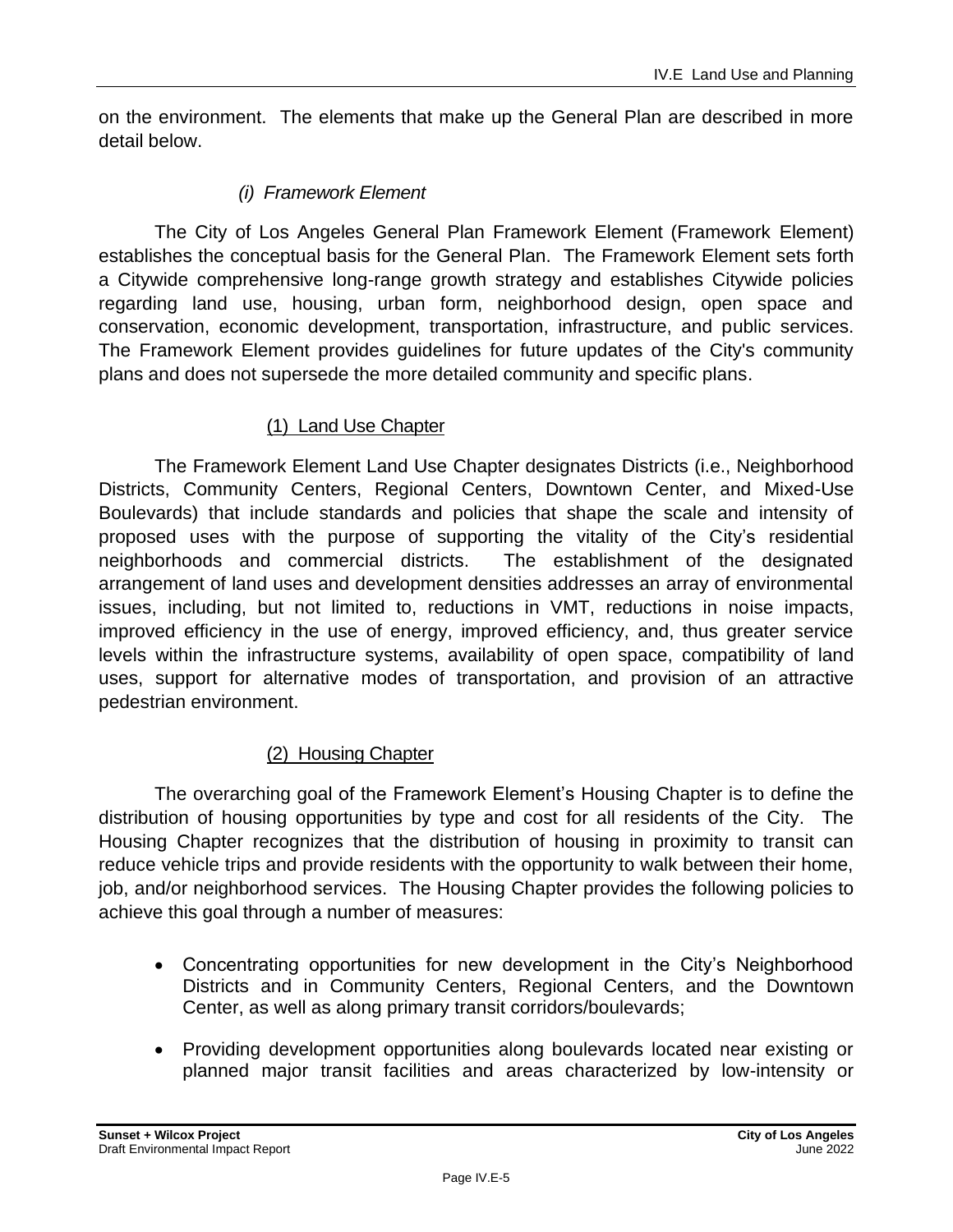on the environment. The elements that make up the General Plan are described in more detail below.

##### *(i) Framework Element*

The City of Los Angeles General Plan Framework Element (Framework Element) establishes the conceptual basis for the General Plan. The Framework Element sets forth a Citywide comprehensive long-range growth strategy and establishes Citywide policies regarding land use, housing, urban form, neighborhood design, open space and conservation, economic development, transportation, infrastructure, and public services. The Framework Element provides guidelines for future updates of the City's community plans and does not supersede the more detailed community and specific plans.

###### <u>(1) Land Use Chapter</u>

The Framework Element Land Use Chapter designates Districts (i.e., Neighborhood Districts, Community Centers, Regional Centers, Downtown Center, and Mixed-Use Boulevards) that include standards and policies that shape the scale and intensity of proposed uses with the purpose of supporting the vitality of the City's residential neighborhoods and commercial districts. The establishment of the designated arrangement of land uses and development densities addresses an array of environmental issues, including, but not limited to, reductions in VMT, reductions in noise impacts, improved efficiency in the use of energy, improved efficiency, and, thus greater service levels within the infrastructure systems, availability of open space, compatibility of land uses, support for alternative modes of transportation, and provision of an attractive pedestrian environment.

###### <u>(2) Housing Chapter</u>

The overarching goal of the Framework Element's Housing Chapter is to define the distribution of housing opportunities by type and cost for all residents of the City. The Housing Chapter recognizes that the distribution of housing in proximity to transit can reduce vehicle trips and provide residents with the opportunity to walk between their home, job, and/or neighborhood services. The Housing Chapter provides the following policies to achieve this goal through a number of measures:

- Concentrating opportunities for new development in the City's Neighborhood Districts and in Community Centers, Regional Centers, and the Downtown Center, as well as along primary transit corridors/boulevards;
- Providing development opportunities along boulevards located near existing or planned major transit facilities and areas characterized by low-intensity or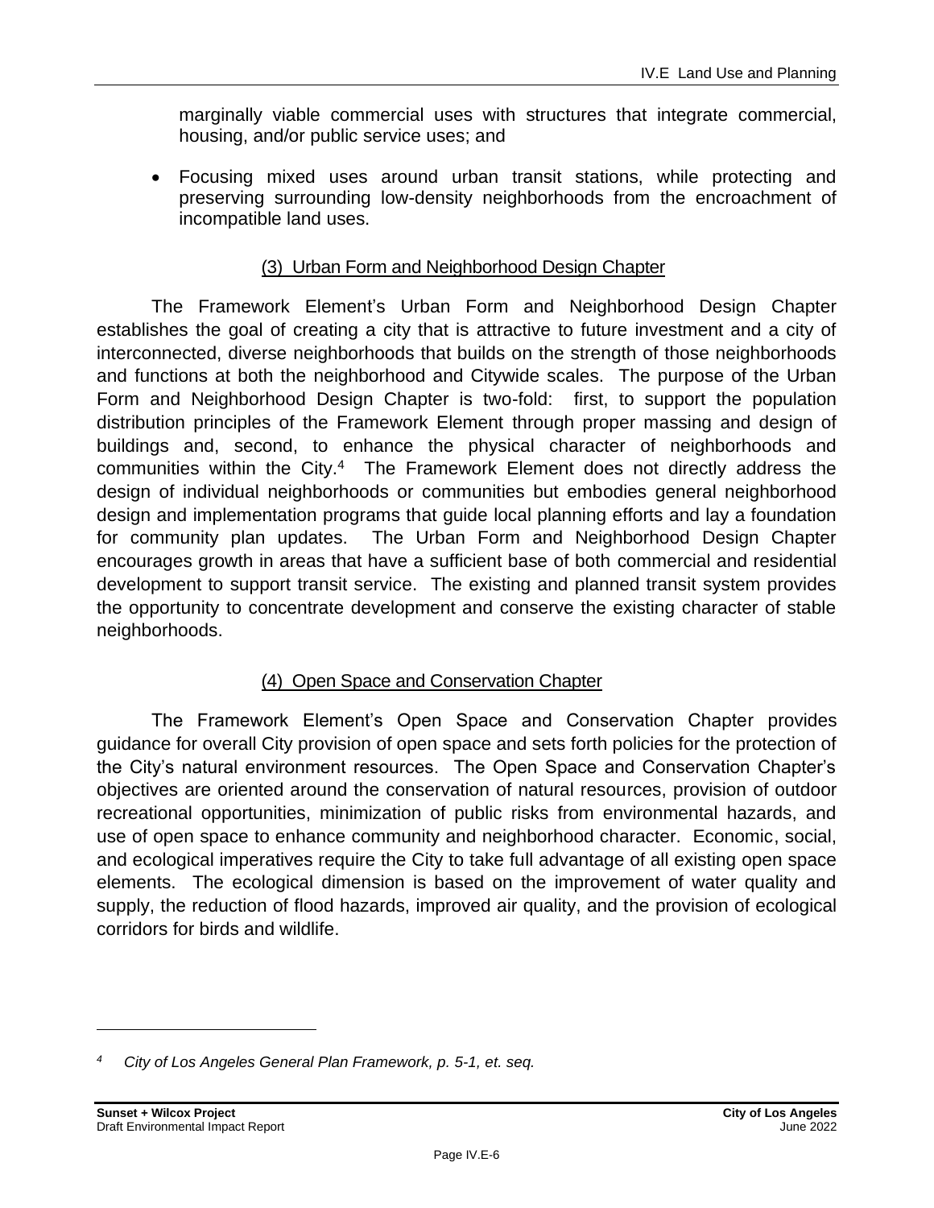marginally viable commercial uses with structures that integrate commercial, housing, and/or public service uses; and

- Focusing mixed uses around urban transit stations, while protecting and preserving surrounding low-density neighborhoods from the encroachment of incompatible land uses.

### (3) Urban Form and Neighborhood Design Chapter

The Framework Element's Urban Form and Neighborhood Design Chapter establishes the goal of creating a city that is attractive to future investment and a city of interconnected, diverse neighborhoods that builds on the strength of those neighborhoods and functions at both the neighborhood and Citywide scales. The purpose of the Urban Form and Neighborhood Design Chapter is two-fold: first, to support the population distribution principles of the Framework Element through proper massing and design of buildings and, second, to enhance the physical character of neighborhoods and communities within the City.[4] The Framework Element does not directly address the design of individual neighborhoods or communities but embodies general neighborhood design and implementation programs that guide local planning efforts and lay a foundation for community plan updates. The Urban Form and Neighborhood Design Chapter encourages growth in areas that have a sufficient base of both commercial and residential development to support transit service. The existing and planned transit system provides the opportunity to concentrate development and conserve the existing character of stable neighborhoods.

### (4) Open Space and Conservation Chapter

The Framework Element's Open Space and Conservation Chapter provides guidance for overall City provision of open space and sets forth policies for the protection of the City's natural environment resources. The Open Space and Conservation Chapter's objectives are oriented around the conservation of natural resources, provision of outdoor recreational opportunities, minimization of public risks from environmental hazards, and use of open space to enhance community and neighborhood character. Economic, social, and ecological imperatives require the City to take full advantage of all existing open space elements. The ecological dimension is based on the improvement of water quality and supply, the reduction of flood hazards, improved air quality, and the provision of ecological corridors for birds and wildlife.

---

[4] *City of Los Angeles General Plan Framework, p. 5-1, et. seq.*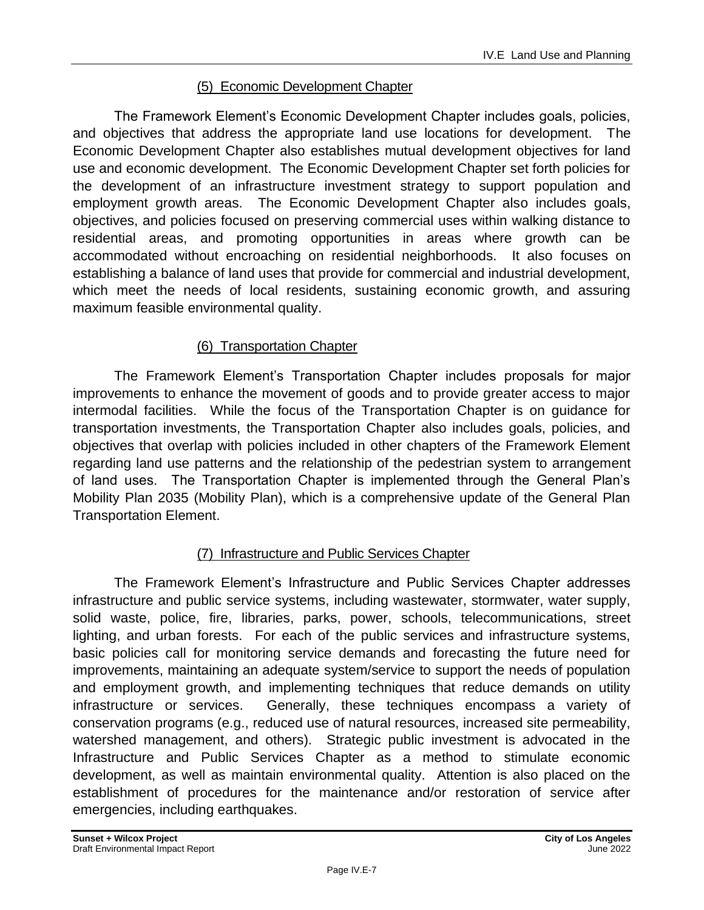#### (5) Economic Development Chapter

The Framework Element's Economic Development Chapter includes goals, policies, and objectives that address the appropriate land use locations for development. The Economic Development Chapter also establishes mutual development objectives for land use and economic development. The Economic Development Chapter set forth policies for the development of an infrastructure investment strategy to support population and employment growth areas. The Economic Development Chapter also includes goals, objectives, and policies focused on preserving commercial uses within walking distance to residential areas, and promoting opportunities in areas where growth can be accommodated without encroaching on residential neighborhoods. It also focuses on establishing a balance of land uses that provide for commercial and industrial development, which meet the needs of local residents, sustaining economic growth, and assuring maximum feasible environmental quality.

#### (6) Transportation Chapter

The Framework Element's Transportation Chapter includes proposals for major improvements to enhance the movement of goods and to provide greater access to major intermodal facilities. While the focus of the Transportation Chapter is on guidance for transportation investments, the Transportation Chapter also includes goals, policies, and objectives that overlap with policies included in other chapters of the Framework Element regarding land use patterns and the relationship of the pedestrian system to arrangement of land uses. The Transportation Chapter is implemented through the General Plan's Mobility Plan 2035 (Mobility Plan), which is a comprehensive update of the General Plan Transportation Element.

#### (7) Infrastructure and Public Services Chapter

The Framework Element's Infrastructure and Public Services Chapter addresses infrastructure and public service systems, including wastewater, stormwater, water supply, solid waste, police, fire, libraries, parks, power, schools, telecommunications, street lighting, and urban forests. For each of the public services and infrastructure systems, basic policies call for monitoring service demands and forecasting the future need for improvements, maintaining an adequate system/service to support the needs of population and employment growth, and implementing techniques that reduce demands on utility infrastructure or services. Generally, these techniques encompass a variety of conservation programs (e.g., reduced use of natural resources, increased site permeability, watershed management, and others). Strategic public investment is advocated in the Infrastructure and Public Services Chapter as a method to stimulate economic development, as well as maintain environmental quality. Attention is also placed on the establishment of procedures for the maintenance and/or restoration of service after emergencies, including earthquakes.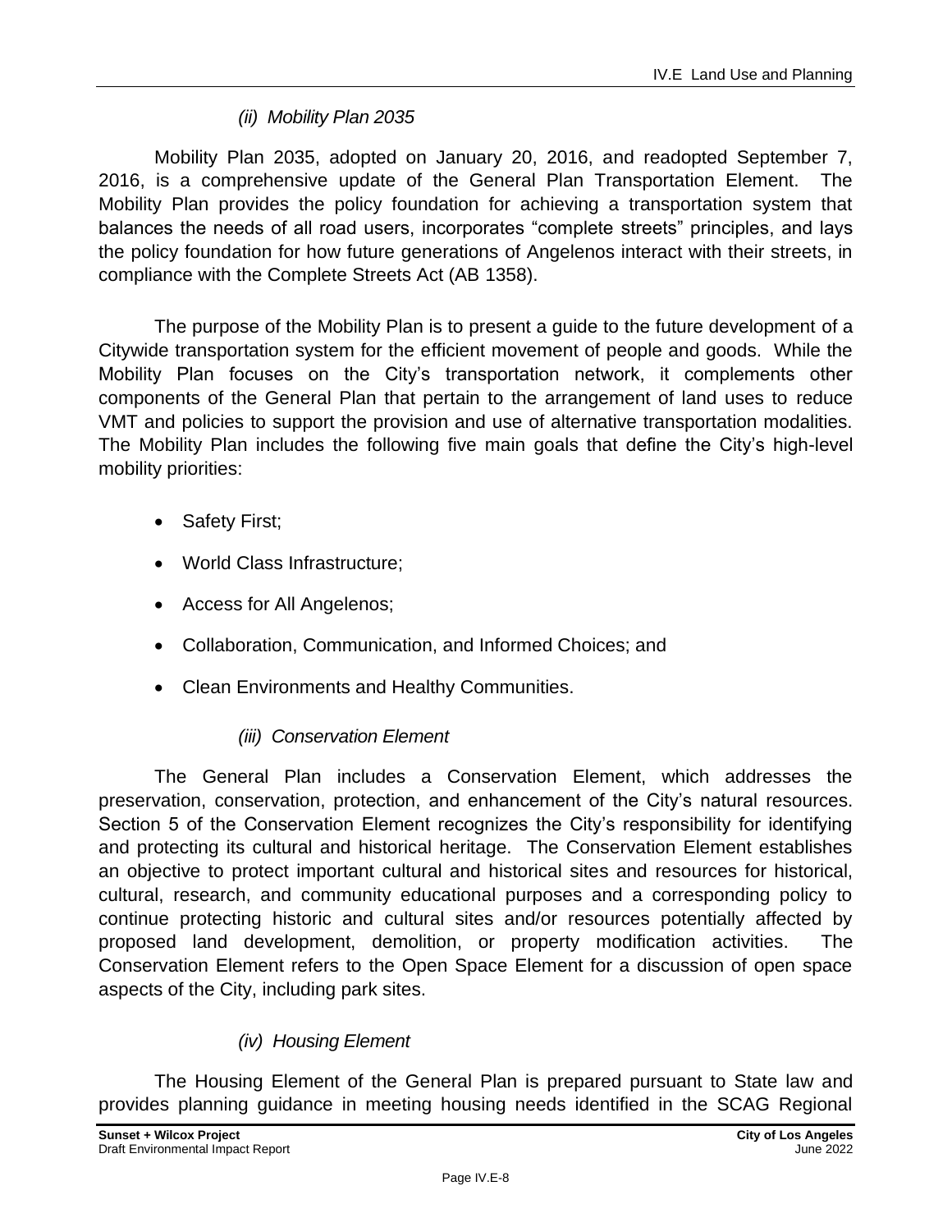*(ii) Mobility Plan 2035*

Mobility Plan 2035, adopted on January 20, 2016, and readopted September 7, 2016, is a comprehensive update of the General Plan Transportation Element. The Mobility Plan provides the policy foundation for achieving a transportation system that balances the needs of all road users, incorporates "complete streets" principles, and lays the policy foundation for how future generations of Angelenos interact with their streets, in compliance with the Complete Streets Act (AB 1358).

The purpose of the Mobility Plan is to present a guide to the future development of a Citywide transportation system for the efficient movement of people and goods. While the Mobility Plan focuses on the City's transportation network, it complements other components of the General Plan that pertain to the arrangement of land uses to reduce VMT and policies to support the provision and use of alternative transportation modalities. The Mobility Plan includes the following five main goals that define the City's high-level mobility priorities:

- Safety First;
- World Class Infrastructure;
- Access for All Angelenos;
- Collaboration, Communication, and Informed Choices; and
- Clean Environments and Healthy Communities.

*(iii) Conservation Element*

The General Plan includes a Conservation Element, which addresses the preservation, conservation, protection, and enhancement of the City's natural resources. Section 5 of the Conservation Element recognizes the City's responsibility for identifying and protecting its cultural and historical heritage. The Conservation Element establishes an objective to protect important cultural and historical sites and resources for historical, cultural, research, and community educational purposes and a corresponding policy to continue protecting historic and cultural sites and/or resources potentially affected by proposed land development, demolition, or property modification activities. The Conservation Element refers to the Open Space Element for a discussion of open space aspects of the City, including park sites.

*(iv) Housing Element*

The Housing Element of the General Plan is prepared pursuant to State law and provides planning guidance in meeting housing needs identified in the SCAG Regional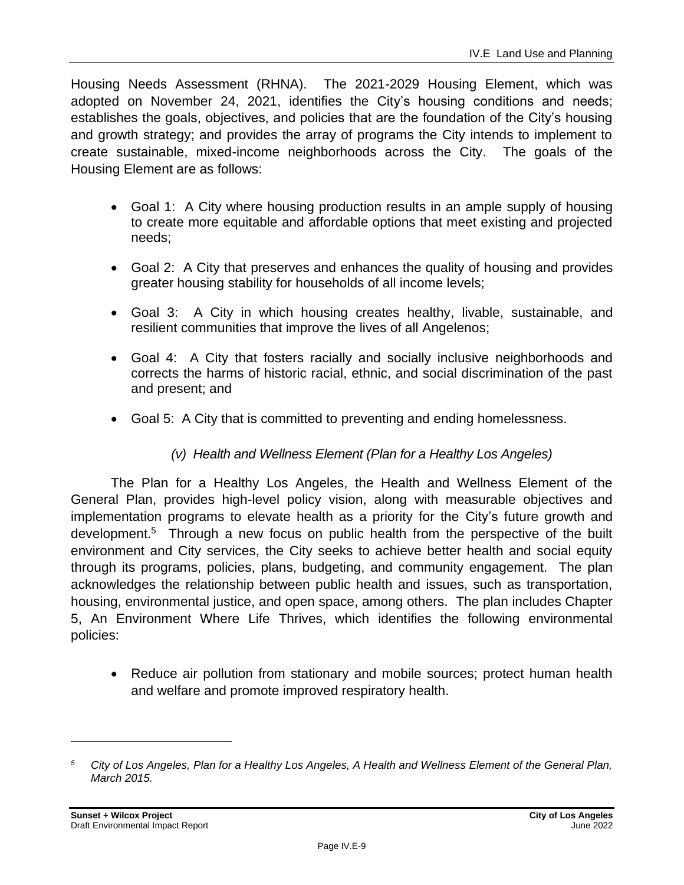Housing Needs Assessment (RHNA). The 2021-2029 Housing Element, which was adopted on November 24, 2021, identifies the City's housing conditions and needs; establishes the goals, objectives, and policies that are the foundation of the City's housing and growth strategy; and provides the array of programs the City intends to implement to create sustainable, mixed-income neighborhoods across the City. The goals of the Housing Element are as follows:

- Goal 1: A City where housing production results in an ample supply of housing to create more equitable and affordable options that meet existing and projected needs;
- Goal 2: A City that preserves and enhances the quality of housing and provides greater housing stability for households of all income levels;
- Goal 3: A City in which housing creates healthy, livable, sustainable, and resilient communities that improve the lives of all Angelenos;
- Goal 4: A City that fosters racially and socially inclusive neighborhoods and corrects the harms of historic racial, ethnic, and social discrimination of the past and present; and
- Goal 5: A City that is committed to preventing and ending homelessness.

*(v) Health and Wellness Element (Plan for a Healthy Los Angeles)*

The Plan for a Healthy Los Angeles, the Health and Wellness Element of the General Plan, provides high-level policy vision, along with measurable objectives and implementation programs to elevate health as a priority for the City's future growth and development.[5] Through a new focus on public health from the perspective of the built environment and City services, the City seeks to achieve better health and social equity through its programs, policies, plans, budgeting, and community engagement. The plan acknowledges the relationship between public health and issues, such as transportation, housing, environmental justice, and open space, among others. The plan includes Chapter 5, An Environment Where Life Thrives, which identifies the following environmental policies:

- Reduce air pollution from stationary and mobile sources; protect human health and welfare and promote improved respiratory health.

---

[5] *City of Los Angeles, Plan for a Healthy Los Angeles, A Health and Wellness Element of the General Plan, March 2015.*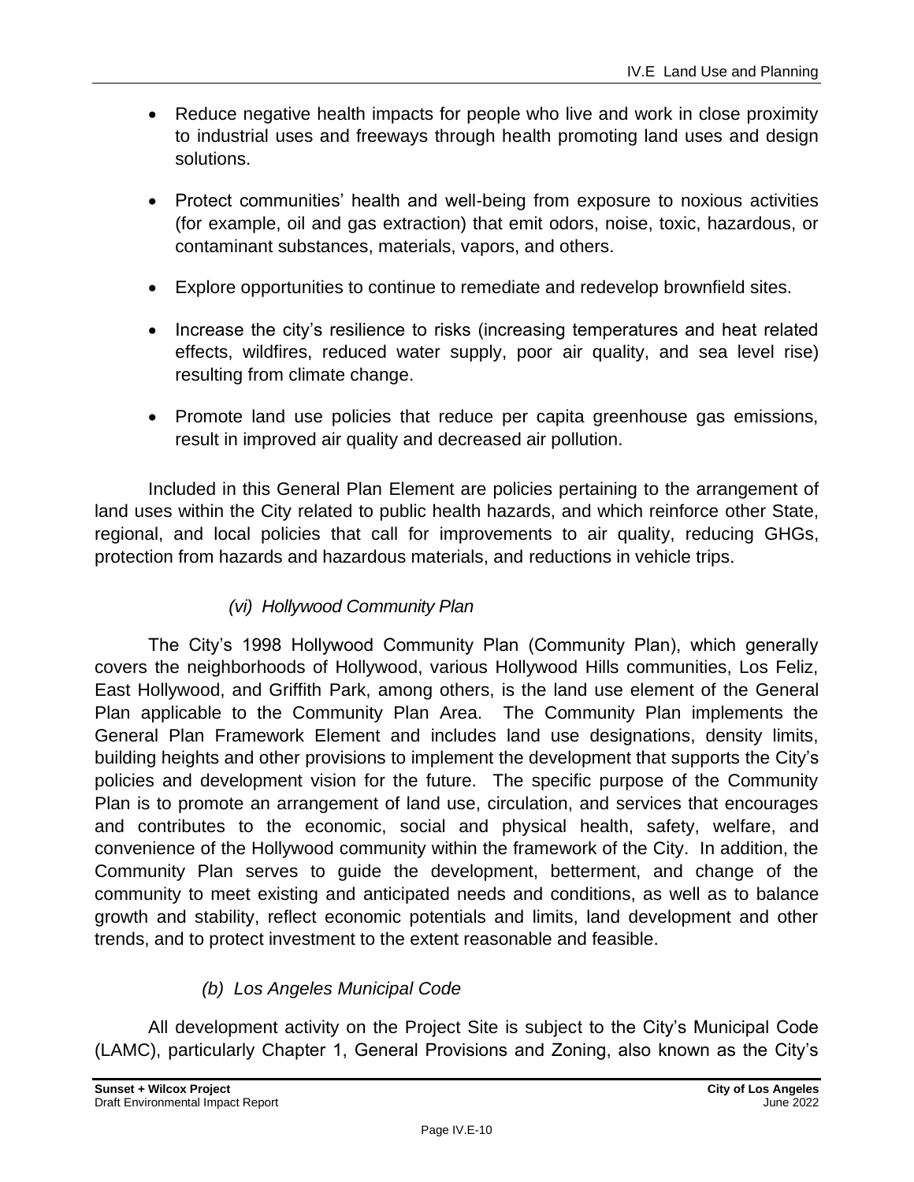- Reduce negative health impacts for people who live and work in close proximity to industrial uses and freeways through health promoting land uses and design solutions.
- Protect communities' health and well-being from exposure to noxious activities (for example, oil and gas extraction) that emit odors, noise, toxic, hazardous, or contaminant substances, materials, vapors, and others.
- Explore opportunities to continue to remediate and redevelop brownfield sites.
- Increase the city's resilience to risks (increasing temperatures and heat related effects, wildfires, reduced water supply, poor air quality, and sea level rise) resulting from climate change.
- Promote land use policies that reduce per capita greenhouse gas emissions, result in improved air quality and decreased air pollution.

Included in this General Plan Element are policies pertaining to the arrangement of land uses within the City related to public health hazards, and which reinforce other State, regional, and local policies that call for improvements to air quality, reducing GHGs, protection from hazards and hazardous materials, and reductions in vehicle trips.

*(vi) Hollywood Community Plan*

The City's 1998 Hollywood Community Plan (Community Plan), which generally covers the neighborhoods of Hollywood, various Hollywood Hills communities, Los Feliz, East Hollywood, and Griffith Park, among others, is the land use element of the General Plan applicable to the Community Plan Area. The Community Plan implements the General Plan Framework Element and includes land use designations, density limits, building heights and other provisions to implement the development that supports the City's policies and development vision for the future. The specific purpose of the Community Plan is to promote an arrangement of land use, circulation, and services that encourages and contributes to the economic, social and physical health, safety, welfare, and convenience of the Hollywood community within the framework of the City. In addition, the Community Plan serves to guide the development, betterment, and change of the community to meet existing and anticipated needs and conditions, as well as to balance growth and stability, reflect economic potentials and limits, land development and other trends, and to protect investment to the extent reasonable and feasible.

*(b) Los Angeles Municipal Code*

All development activity on the Project Site is subject to the City's Municipal Code (LAMC), particularly Chapter 1, General Provisions and Zoning, also known as the City's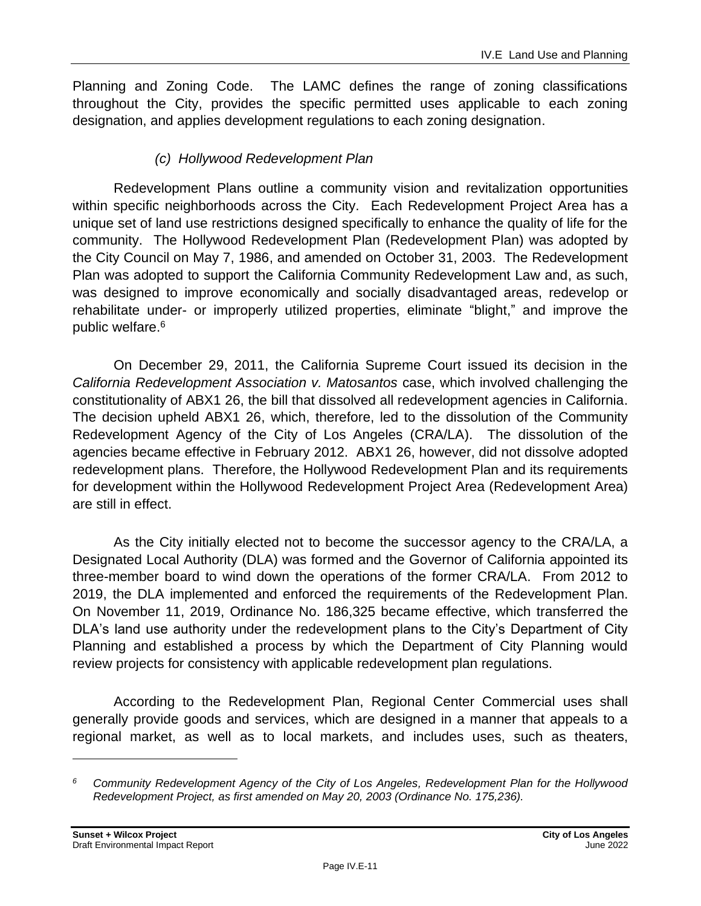Planning and Zoning Code. The LAMC defines the range of zoning classifications throughout the City, provides the specific permitted uses applicable to each zoning designation, and applies development regulations to each zoning designation.

#### *(c) Hollywood Redevelopment Plan*

Redevelopment Plans outline a community vision and revitalization opportunities within specific neighborhoods across the City. Each Redevelopment Project Area has a unique set of land use restrictions designed specifically to enhance the quality of life for the community. The Hollywood Redevelopment Plan (Redevelopment Plan) was adopted by the City Council on May 7, 1986, and amended on October 31, 2003. The Redevelopment Plan was adopted to support the California Community Redevelopment Law and, as such, was designed to improve economically and socially disadvantaged areas, redevelop or rehabilitate under- or improperly utilized properties, eliminate "blight," and improve the public welfare.[6]

On December 29, 2011, the California Supreme Court issued its decision in the *California Redevelopment Association v. Matosantos* case, which involved challenging the constitutionality of ABX1 26, the bill that dissolved all redevelopment agencies in California. The decision upheld ABX1 26, which, therefore, led to the dissolution of the Community Redevelopment Agency of the City of Los Angeles (CRA/LA). The dissolution of the agencies became effective in February 2012. ABX1 26, however, did not dissolve adopted redevelopment plans. Therefore, the Hollywood Redevelopment Plan and its requirements for development within the Hollywood Redevelopment Project Area (Redevelopment Area) are still in effect.

As the City initially elected not to become the successor agency to the CRA/LA, a Designated Local Authority (DLA) was formed and the Governor of California appointed its three-member board to wind down the operations of the former CRA/LA. From 2012 to 2019, the DLA implemented and enforced the requirements of the Redevelopment Plan. On November 11, 2019, Ordinance No. 186,325 became effective, which transferred the DLA's land use authority under the redevelopment plans to the City's Department of City Planning and established a process by which the Department of City Planning would review projects for consistency with applicable redevelopment plan regulations.

According to the Redevelopment Plan, Regional Center Commercial uses shall generally provide goods and services, which are designed in a manner that appeals to a regional market, as well as to local markets, and includes uses, such as theaters,

---

[6] *Community Redevelopment Agency of the City of Los Angeles, Redevelopment Plan for the Hollywood Redevelopment Project, as first amended on May 20, 2003 (Ordinance No. 175,236).*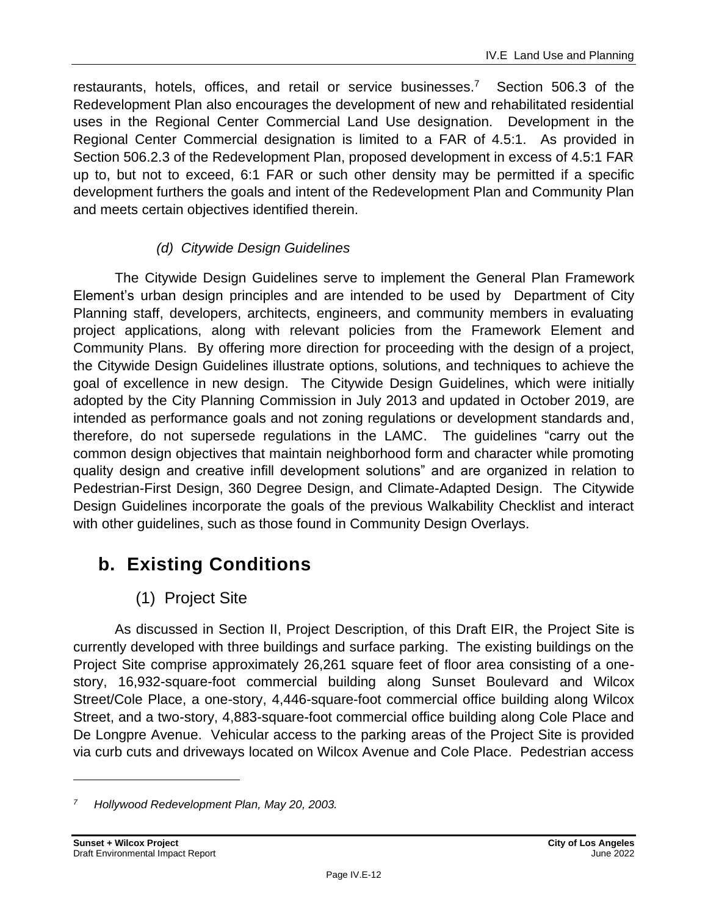restaurants, hotels, offices, and retail or service businesses.[7] Section 506.3 of the Redevelopment Plan also encourages the development of new and rehabilitated residential uses in the Regional Center Commercial Land Use designation. Development in the Regional Center Commercial designation is limited to a FAR of 4.5:1. As provided in Section 506.2.3 of the Redevelopment Plan, proposed development in excess of 4.5:1 FAR up to, but not to exceed, 6:1 FAR or such other density may be permitted if a specific development furthers the goals and intent of the Redevelopment Plan and Community Plan and meets certain objectives identified therein.

#### *(d) Citywide Design Guidelines*

The Citywide Design Guidelines serve to implement the General Plan Framework Element's urban design principles and are intended to be used by Department of City Planning staff, developers, architects, engineers, and community members in evaluating project applications, along with relevant policies from the Framework Element and Community Plans. By offering more direction for proceeding with the design of a project, the Citywide Design Guidelines illustrate options, solutions, and techniques to achieve the goal of excellence in new design. The Citywide Design Guidelines, which were initially adopted by the City Planning Commission in July 2013 and updated in October 2019, are intended as performance goals and not zoning regulations or development standards and, therefore, do not supersede regulations in the LAMC. The guidelines "carry out the common design objectives that maintain neighborhood form and character while promoting quality design and creative infill development solutions" and are organized in relation to Pedestrian-First Design, 360 Degree Design, and Climate-Adapted Design. The Citywide Design Guidelines incorporate the goals of the previous Walkability Checklist and interact with other guidelines, such as those found in Community Design Overlays.

## b. Existing Conditions

### (1) Project Site

As discussed in Section II, Project Description, of this Draft EIR, the Project Site is currently developed with three buildings and surface parking. The existing buildings on the Project Site comprise approximately 26,261 square feet of floor area consisting of a one-story, 16,932-square-foot commercial building along Sunset Boulevard and Wilcox Street/Cole Place, a one-story, 4,446-square-foot commercial office building along Wilcox Street, and a two-story, 4,883-square-foot commercial office building along Cole Place and De Longpre Avenue. Vehicular access to the parking areas of the Project Site is provided via curb cuts and driveways located on Wilcox Avenue and Cole Place. Pedestrian access

---

[7] *Hollywood Redevelopment Plan, May 20, 2003.*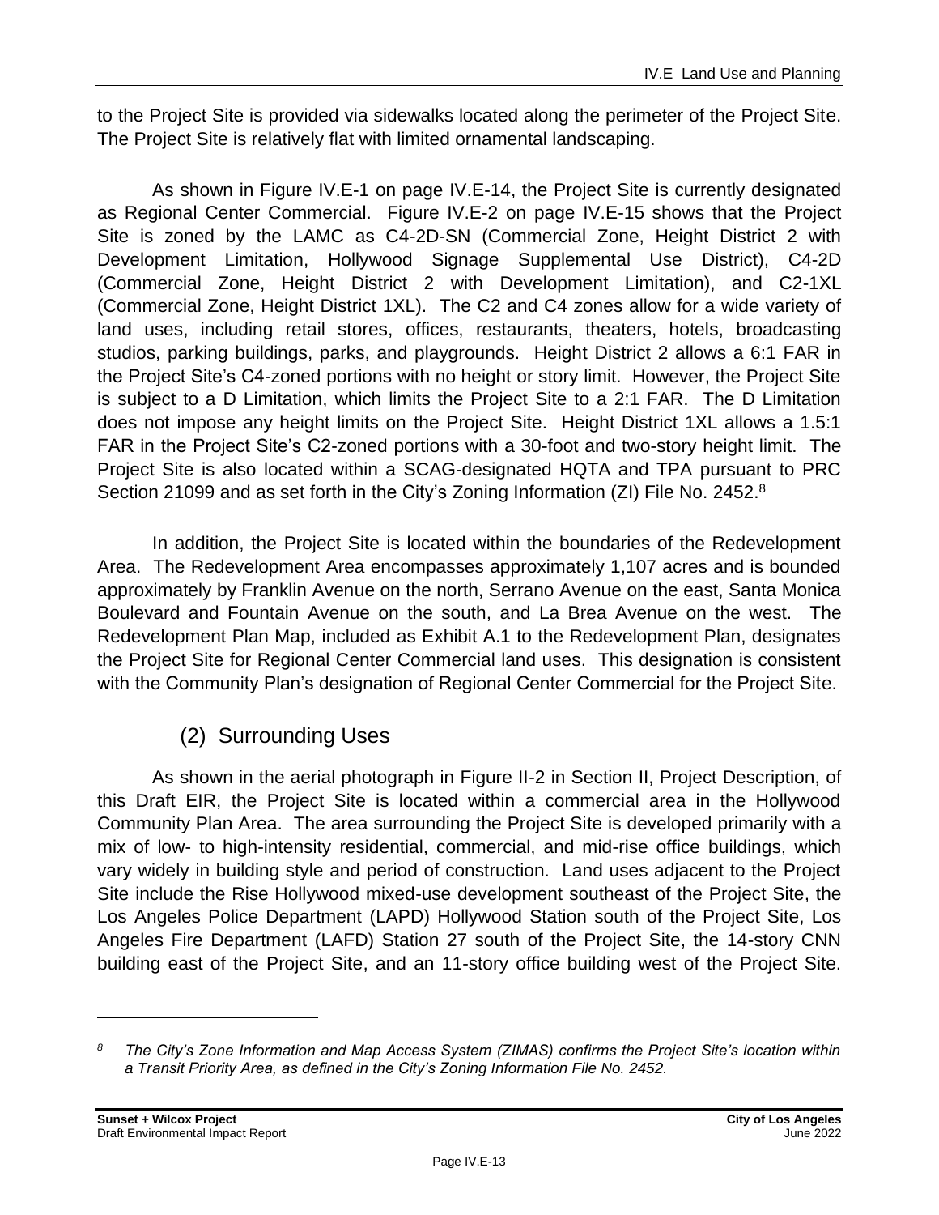to the Project Site is provided via sidewalks located along the perimeter of the Project Site. The Project Site is relatively flat with limited ornamental landscaping.

As shown in Figure IV.E-1 on page IV.E-14, the Project Site is currently designated as Regional Center Commercial. Figure IV.E-2 on page IV.E-15 shows that the Project Site is zoned by the LAMC as C4-2D-SN (Commercial Zone, Height District 2 with Development Limitation, Hollywood Signage Supplemental Use District), C4-2D (Commercial Zone, Height District 2 with Development Limitation), and C2-1XL (Commercial Zone, Height District 1XL). The C2 and C4 zones allow for a wide variety of land uses, including retail stores, offices, restaurants, theaters, hotels, broadcasting studios, parking buildings, parks, and playgrounds. Height District 2 allows a 6:1 FAR in the Project Site's C4-zoned portions with no height or story limit. However, the Project Site is subject to a D Limitation, which limits the Project Site to a 2:1 FAR. The D Limitation does not impose any height limits on the Project Site. Height District 1XL allows a 1.5:1 FAR in the Project Site's C2-zoned portions with a 30-foot and two-story height limit. The Project Site is also located within a SCAG-designated HQTA and TPA pursuant to PRC Section 21099 and as set forth in the City's Zoning Information (ZI) File No. 2452.[8]

In addition, the Project Site is located within the boundaries of the Redevelopment Area. The Redevelopment Area encompasses approximately 1,107 acres and is bounded approximately by Franklin Avenue on the north, Serrano Avenue on the east, Santa Monica Boulevard and Fountain Avenue on the south, and La Brea Avenue on the west. The Redevelopment Plan Map, included as Exhibit A.1 to the Redevelopment Plan, designates the Project Site for Regional Center Commercial land uses. This designation is consistent with the Community Plan's designation of Regional Center Commercial for the Project Site.

### (2) Surrounding Uses

As shown in the aerial photograph in Figure II-2 in Section II, Project Description, of this Draft EIR, the Project Site is located within a commercial area in the Hollywood Community Plan Area. The area surrounding the Project Site is developed primarily with a mix of low- to high-intensity residential, commercial, and mid-rise office buildings, which vary widely in building style and period of construction. Land uses adjacent to the Project Site include the Rise Hollywood mixed-use development southeast of the Project Site, the Los Angeles Police Department (LAPD) Hollywood Station south of the Project Site, Los Angeles Fire Department (LAFD) Station 27 south of the Project Site, the 14-story CNN building east of the Project Site, and an 11-story office building west of the Project Site.

---

[8] *The City's Zone Information and Map Access System (ZIMAS) confirms the Project Site's location within a Transit Priority Area, as defined in the City's Zoning Information File No. 2452.*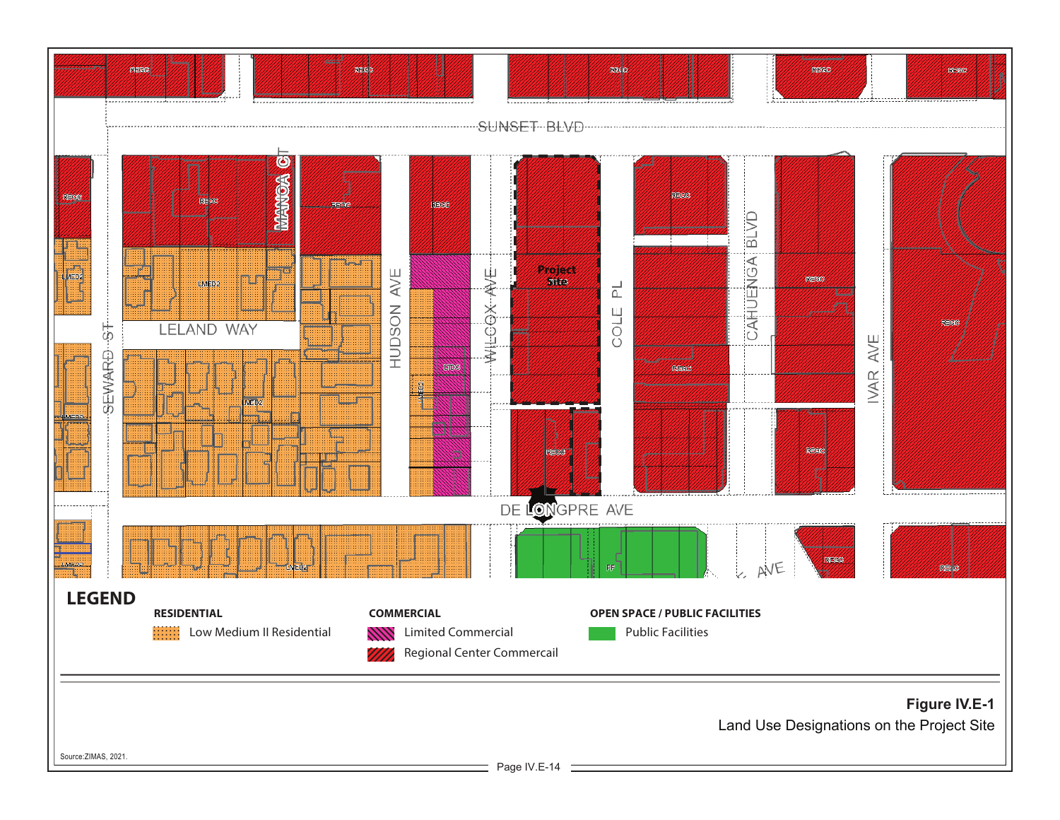SUNSET BLVD

LELAND WAY

SEWARD ST

MANOA CT

HUDSON AVE

WILCOX AVE

COLE PL

CAHUENGA BLVD

IVAR AVE

DE LONGPRE AVE

Project Site

## LEGEND

**RESIDENTIAL**

Low Medium II Residential

**COMMERCIAL**

Limited Commercial

Regional Center Commercail

**OPEN SPACE / PUBLIC FACILITIES**

Public Facilities

**Figure IV.E-1**

Land Use Designations on the Project Site

Source: ZIMAS, 2021.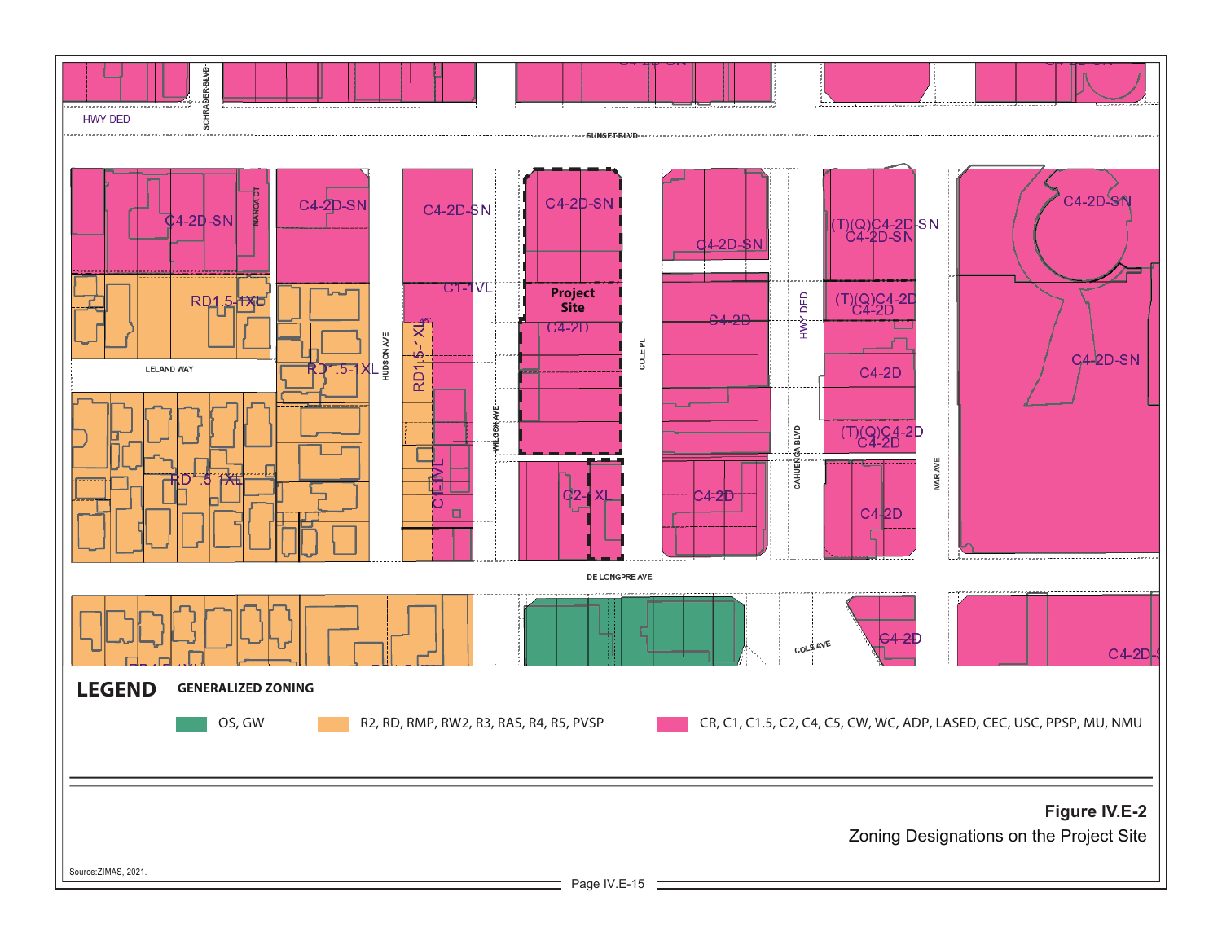LEGEND

GENERALIZED ZONING

- OS, GW
- R2, RD, RMP, RW2, R3, RAS, R4, R5, PVSP
- CR, C1, C1.5, C2, C4, C5, CW, WC, ADP, LASED, CEC, USC, PPSP, MU, NMU

**Figure IV.E-2**
Zoning Designations on the Project Site

Source: ZIMAS, 2021.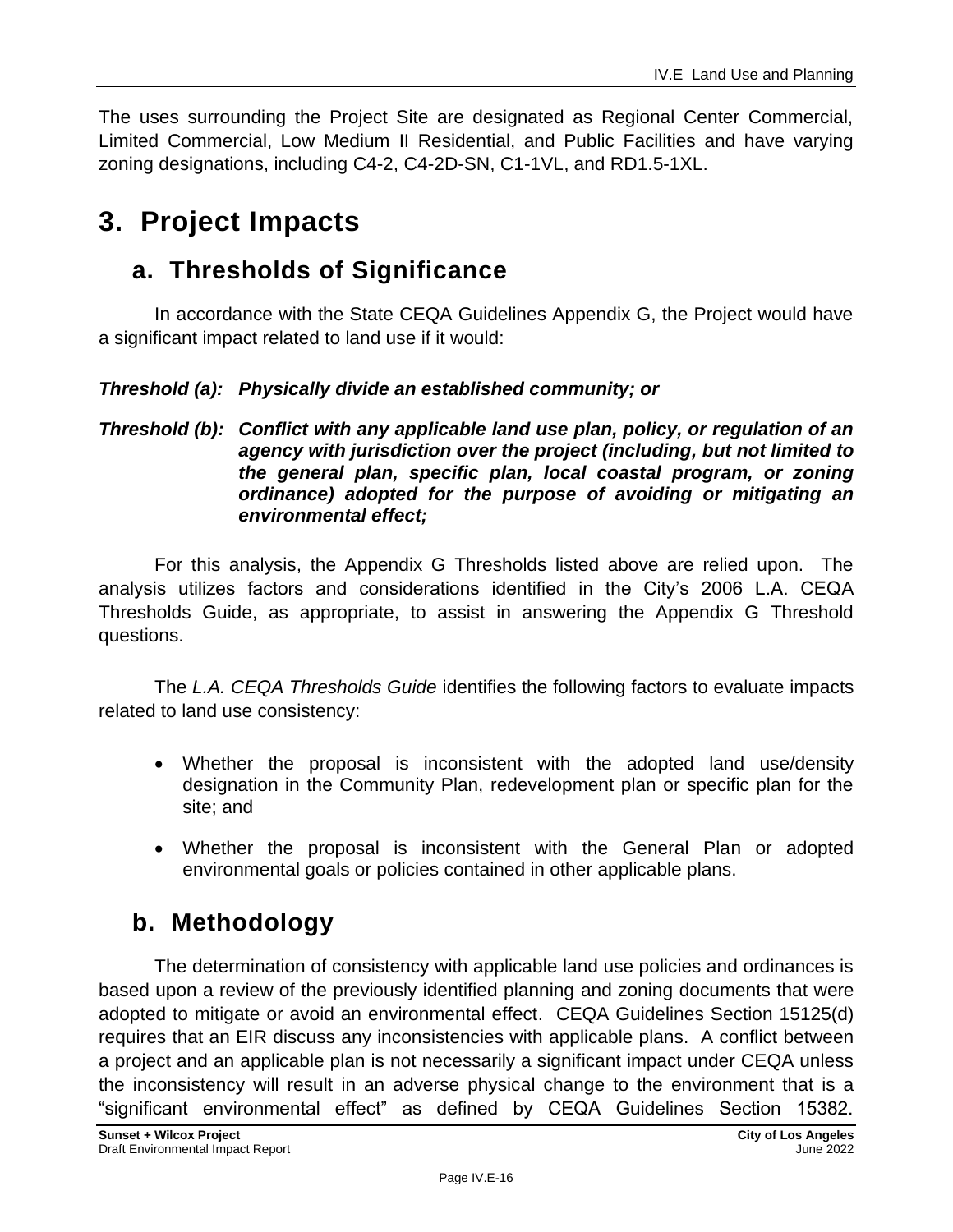The uses surrounding the Project Site are designated as Regional Center Commercial, Limited Commercial, Low Medium II Residential, and Public Facilities and have varying zoning designations, including C4-2, C4-2D-SN, C1-1VL, and RD1.5-1XL.

# 3. Project Impacts

## a. Thresholds of Significance

In accordance with the State CEQA Guidelines Appendix G, the Project would have a significant impact related to land use if it would:

***Threshold (a): Physically divide an established community; or***

***Threshold (b): Conflict with any applicable land use plan, policy, or regulation of an agency with jurisdiction over the project (including, but not limited to the general plan, specific plan, local coastal program, or zoning ordinance) adopted for the purpose of avoiding or mitigating an environmental effect;***

For this analysis, the Appendix G Thresholds listed above are relied upon. The analysis utilizes factors and considerations identified in the City's 2006 L.A. CEQA Thresholds Guide, as appropriate, to assist in answering the Appendix G Threshold questions.

The *L.A. CEQA Thresholds Guide* identifies the following factors to evaluate impacts related to land use consistency:

- Whether the proposal is inconsistent with the adopted land use/density designation in the Community Plan, redevelopment plan or specific plan for the site; and
- Whether the proposal is inconsistent with the General Plan or adopted environmental goals or policies contained in other applicable plans.

## b. Methodology

The determination of consistency with applicable land use policies and ordinances is based upon a review of the previously identified planning and zoning documents that were adopted to mitigate or avoid an environmental effect. CEQA Guidelines Section 15125(d) requires that an EIR discuss any inconsistencies with applicable plans. A conflict between a project and an applicable plan is not necessarily a significant impact under CEQA unless the inconsistency will result in an adverse physical change to the environment that is a "significant environmental effect" as defined by CEQA Guidelines Section 15382.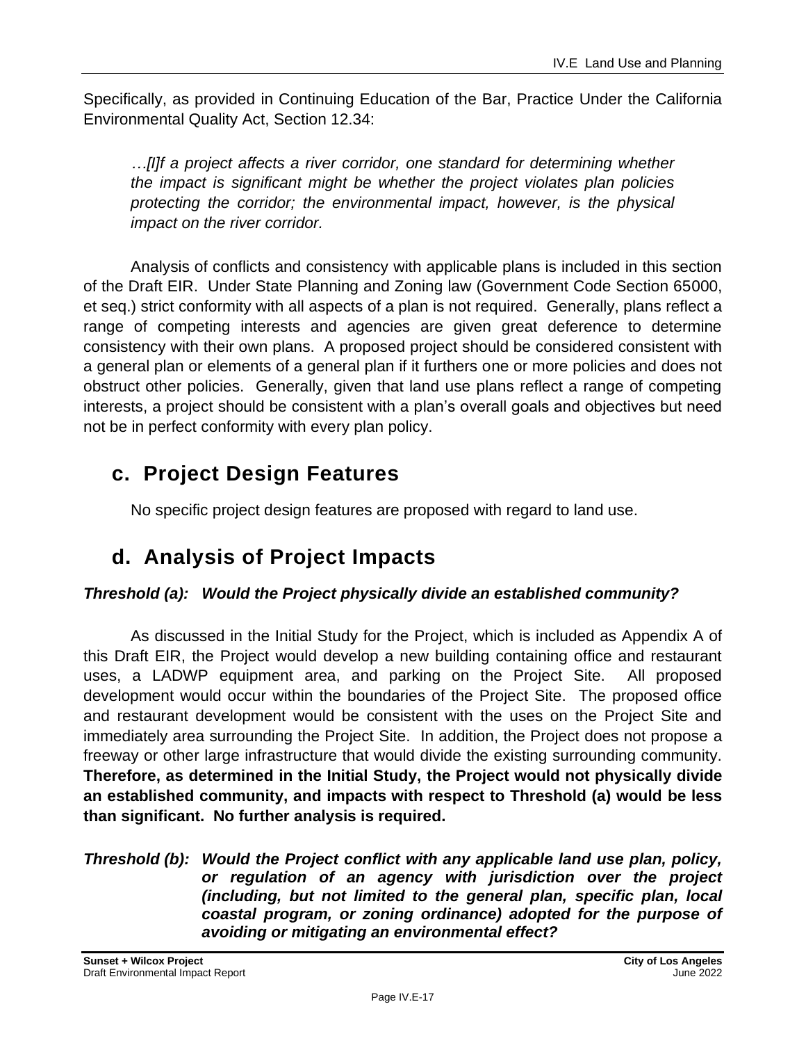Specifically, as provided in Continuing Education of the Bar, Practice Under the California Environmental Quality Act, Section 12.34:

> *…[I]f a project affects a river corridor, one standard for determining whether the impact is significant might be whether the project violates plan policies protecting the corridor; the environmental impact, however, is the physical impact on the river corridor.*

Analysis of conflicts and consistency with applicable plans is included in this section of the Draft EIR. Under State Planning and Zoning law (Government Code Section 65000, et seq.) strict conformity with all aspects of a plan is not required. Generally, plans reflect a range of competing interests and agencies are given great deference to determine consistency with their own plans. A proposed project should be considered consistent with a general plan or elements of a general plan if it furthers one or more policies and does not obstruct other policies. Generally, given that land use plans reflect a range of competing interests, a project should be consistent with a plan's overall goals and objectives but need not be in perfect conformity with every plan policy.

## c. Project Design Features

No specific project design features are proposed with regard to land use.

## d. Analysis of Project Impacts

### *Threshold (a): Would the Project physically divide an established community?*

As discussed in the Initial Study for the Project, which is included as Appendix A of this Draft EIR, the Project would develop a new building containing office and restaurant uses, a LADWP equipment area, and parking on the Project Site. All proposed development would occur within the boundaries of the Project Site. The proposed office and restaurant development would be consistent with the uses on the Project Site and immediately area surrounding the Project Site. In addition, the Project does not propose a freeway or other large infrastructure that would divide the existing surrounding community. **Therefore, as determined in the Initial Study, the Project would not physically divide an established community, and impacts with respect to Threshold (a) would be less than significant. No further analysis is required.**

### *Threshold (b): Would the Project conflict with any applicable land use plan, policy, or regulation of an agency with jurisdiction over the project (including, but not limited to the general plan, specific plan, local coastal program, or zoning ordinance) adopted for the purpose of avoiding or mitigating an environmental effect?*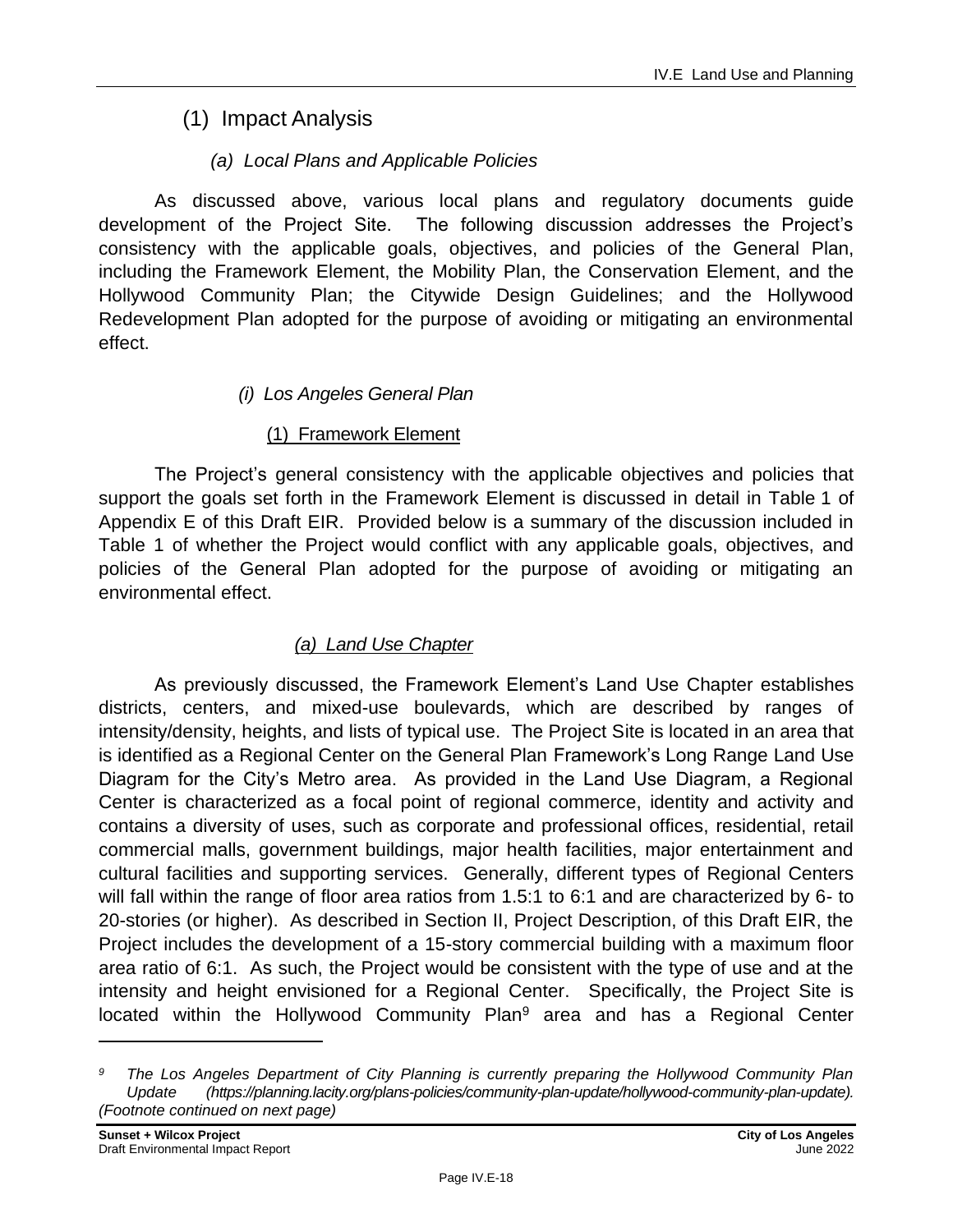## (1) Impact Analysis

### *(a) Local Plans and Applicable Policies*

As discussed above, various local plans and regulatory documents guide development of the Project Site. The following discussion addresses the Project's consistency with the applicable goals, objectives, and policies of the General Plan, including the Framework Element, the Mobility Plan, the Conservation Element, and the Hollywood Community Plan; the Citywide Design Guidelines; and the Hollywood Redevelopment Plan adopted for the purpose of avoiding or mitigating an environmental effect.

#### *(i) Los Angeles General Plan*

##### (1) Framework Element

The Project's general consistency with the applicable objectives and policies that support the goals set forth in the Framework Element is discussed in detail in Table 1 of Appendix E of this Draft EIR. Provided below is a summary of the discussion included in Table 1 of whether the Project would conflict with any applicable goals, objectives, and policies of the General Plan adopted for the purpose of avoiding or mitigating an environmental effect.

##### *(a) Land Use Chapter*

As previously discussed, the Framework Element's Land Use Chapter establishes districts, centers, and mixed-use boulevards, which are described by ranges of intensity/density, heights, and lists of typical use. The Project Site is located in an area that is identified as a Regional Center on the General Plan Framework's Long Range Land Use Diagram for the City's Metro area. As provided in the Land Use Diagram, a Regional Center is characterized as a focal point of regional commerce, identity and activity and contains a diversity of uses, such as corporate and professional offices, residential, retail commercial malls, government buildings, major health facilities, major entertainment and cultural facilities and supporting services. Generally, different types of Regional Centers will fall within the range of floor area ratios from 1.5:1 to 6:1 and are characterized by 6- to 20-stories (or higher). As described in Section II, Project Description, of this Draft EIR, the Project includes the development of a 15-story commercial building with a maximum floor area ratio of 6:1. As such, the Project would be consistent with the type of use and at the intensity and height envisioned for a Regional Center. Specifically, the Project Site is located within the Hollywood Community Plan[9] area and has a Regional Center

---

*[9] The Los Angeles Department of City Planning is currently preparing the Hollywood Community Plan Update (https://planning.lacity.org/plans-policies/community-plan-update/hollywood-community-plan-update). (Footnote continued on next page)*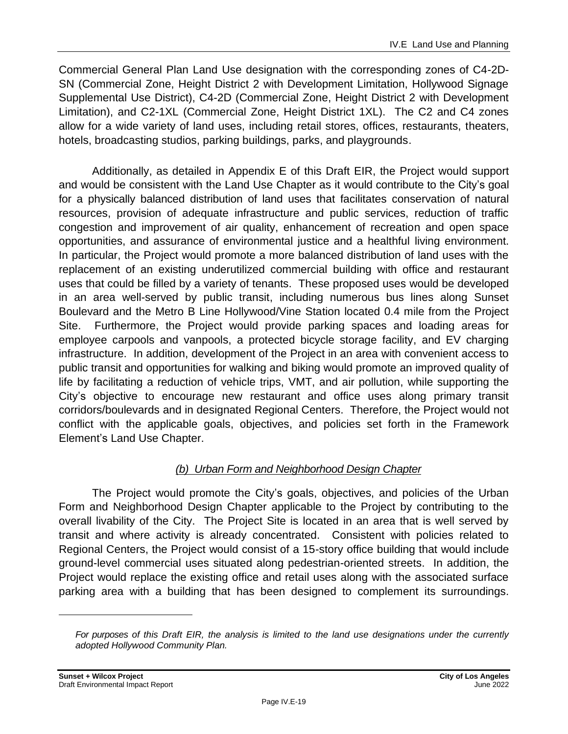Commercial General Plan Land Use designation with the corresponding zones of C4-2D-SN (Commercial Zone, Height District 2 with Development Limitation, Hollywood Signage Supplemental Use District), C4-2D (Commercial Zone, Height District 2 with Development Limitation), and C2-1XL (Commercial Zone, Height District 1XL). The C2 and C4 zones allow for a wide variety of land uses, including retail stores, offices, restaurants, theaters, hotels, broadcasting studios, parking buildings, parks, and playgrounds.

Additionally, as detailed in Appendix E of this Draft EIR, the Project would support and would be consistent with the Land Use Chapter as it would contribute to the City's goal for a physically balanced distribution of land uses that facilitates conservation of natural resources, provision of adequate infrastructure and public services, reduction of traffic congestion and improvement of air quality, enhancement of recreation and open space opportunities, and assurance of environmental justice and a healthful living environment. In particular, the Project would promote a more balanced distribution of land uses with the replacement of an existing underutilized commercial building with office and restaurant uses that could be filled by a variety of tenants. These proposed uses would be developed in an area well-served by public transit, including numerous bus lines along Sunset Boulevard and the Metro B Line Hollywood/Vine Station located 0.4 mile from the Project Site. Furthermore, the Project would provide parking spaces and loading areas for employee carpools and vanpools, a protected bicycle storage facility, and EV charging infrastructure. In addition, development of the Project in an area with convenient access to public transit and opportunities for walking and biking would promote an improved quality of life by facilitating a reduction of vehicle trips, VMT, and air pollution, while supporting the City's objective to encourage new restaurant and office uses along primary transit corridors/boulevards and in designated Regional Centers. Therefore, the Project would not conflict with the applicable goals, objectives, and policies set forth in the Framework Element's Land Use Chapter.

*(b) Urban Form and Neighborhood Design Chapter*

The Project would promote the City's goals, objectives, and policies of the Urban Form and Neighborhood Design Chapter applicable to the Project by contributing to the overall livability of the City. The Project Site is located in an area that is well served by transit and where activity is already concentrated. Consistent with policies related to Regional Centers, the Project would consist of a 15-story office building that would include ground-level commercial uses situated along pedestrian-oriented streets. In addition, the Project would replace the existing office and retail uses along with the associated surface parking area with a building that has been designed to complement its surroundings.

---

*For purposes of this Draft EIR, the analysis is limited to the land use designations under the currently adopted Hollywood Community Plan.*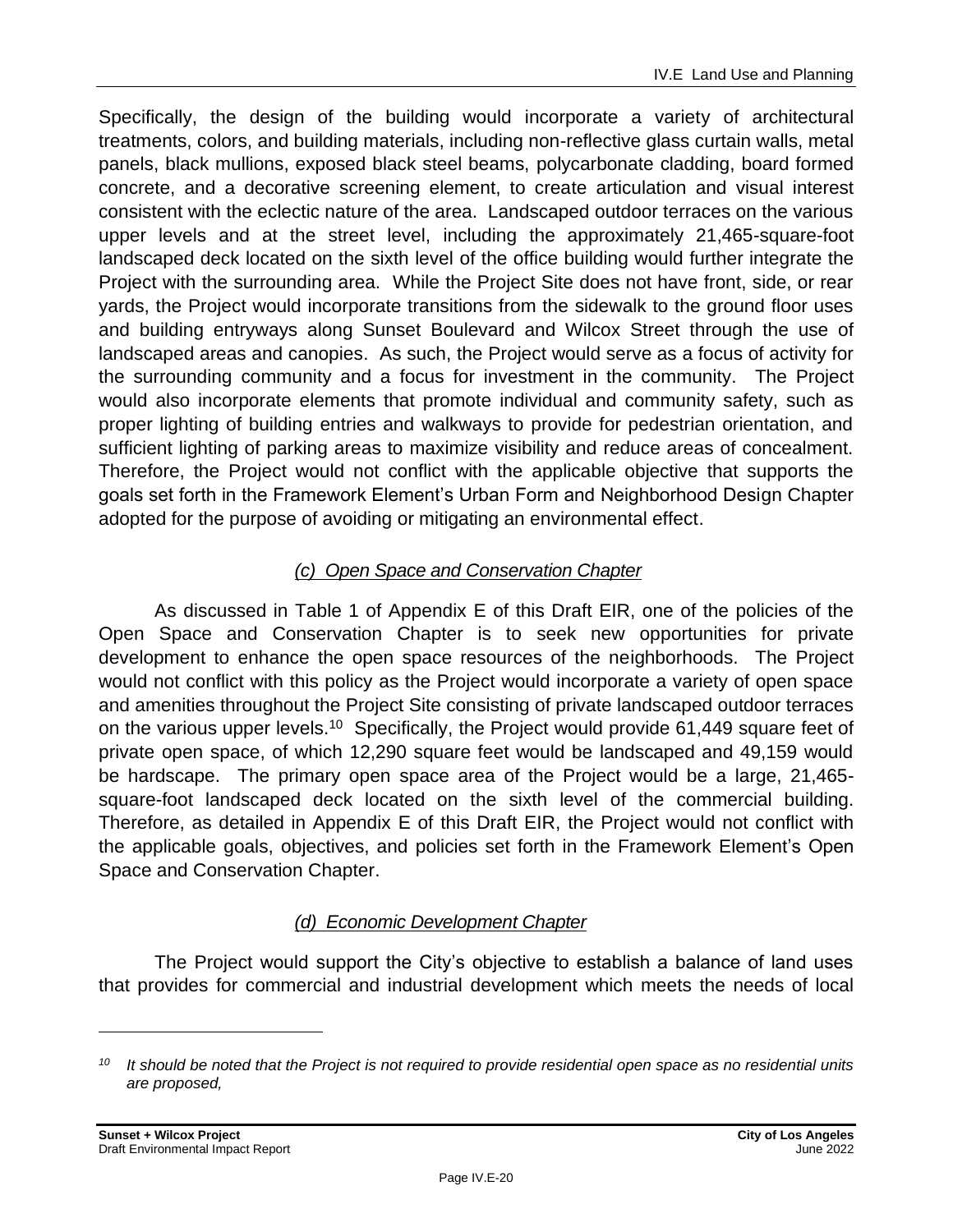Specifically, the design of the building would incorporate a variety of architectural treatments, colors, and building materials, including non-reflective glass curtain walls, metal panels, black mullions, exposed black steel beams, polycarbonate cladding, board formed concrete, and a decorative screening element, to create articulation and visual interest consistent with the eclectic nature of the area. Landscaped outdoor terraces on the various upper levels and at the street level, including the approximately 21,465-square-foot landscaped deck located on the sixth level of the office building would further integrate the Project with the surrounding area. While the Project Site does not have front, side, or rear yards, the Project would incorporate transitions from the sidewalk to the ground floor uses and building entryways along Sunset Boulevard and Wilcox Street through the use of landscaped areas and canopies. As such, the Project would serve as a focus of activity for the surrounding community and a focus for investment in the community. The Project would also incorporate elements that promote individual and community safety, such as proper lighting of building entries and walkways to provide for pedestrian orientation, and sufficient lighting of parking areas to maximize visibility and reduce areas of concealment. Therefore, the Project would not conflict with the applicable objective that supports the goals set forth in the Framework Element's Urban Form and Neighborhood Design Chapter adopted for the purpose of avoiding or mitigating an environmental effect.

### *(c) Open Space and Conservation Chapter*

As discussed in Table 1 of Appendix E of this Draft EIR, one of the policies of the Open Space and Conservation Chapter is to seek new opportunities for private development to enhance the open space resources of the neighborhoods. The Project would not conflict with this policy as the Project would incorporate a variety of open space and amenities throughout the Project Site consisting of private landscaped outdoor terraces on the various upper levels.[10] Specifically, the Project would provide 61,449 square feet of private open space, of which 12,290 square feet would be landscaped and 49,159 would be hardscape. The primary open space area of the Project would be a large, 21,465-square-foot landscaped deck located on the sixth level of the commercial building. Therefore, as detailed in Appendix E of this Draft EIR, the Project would not conflict with the applicable goals, objectives, and policies set forth in the Framework Element's Open Space and Conservation Chapter.

### *(d) Economic Development Chapter*

The Project would support the City's objective to establish a balance of land uses that provides for commercial and industrial development which meets the needs of local

---

[10] *It should be noted that the Project is not required to provide residential open space as no residential units are proposed,*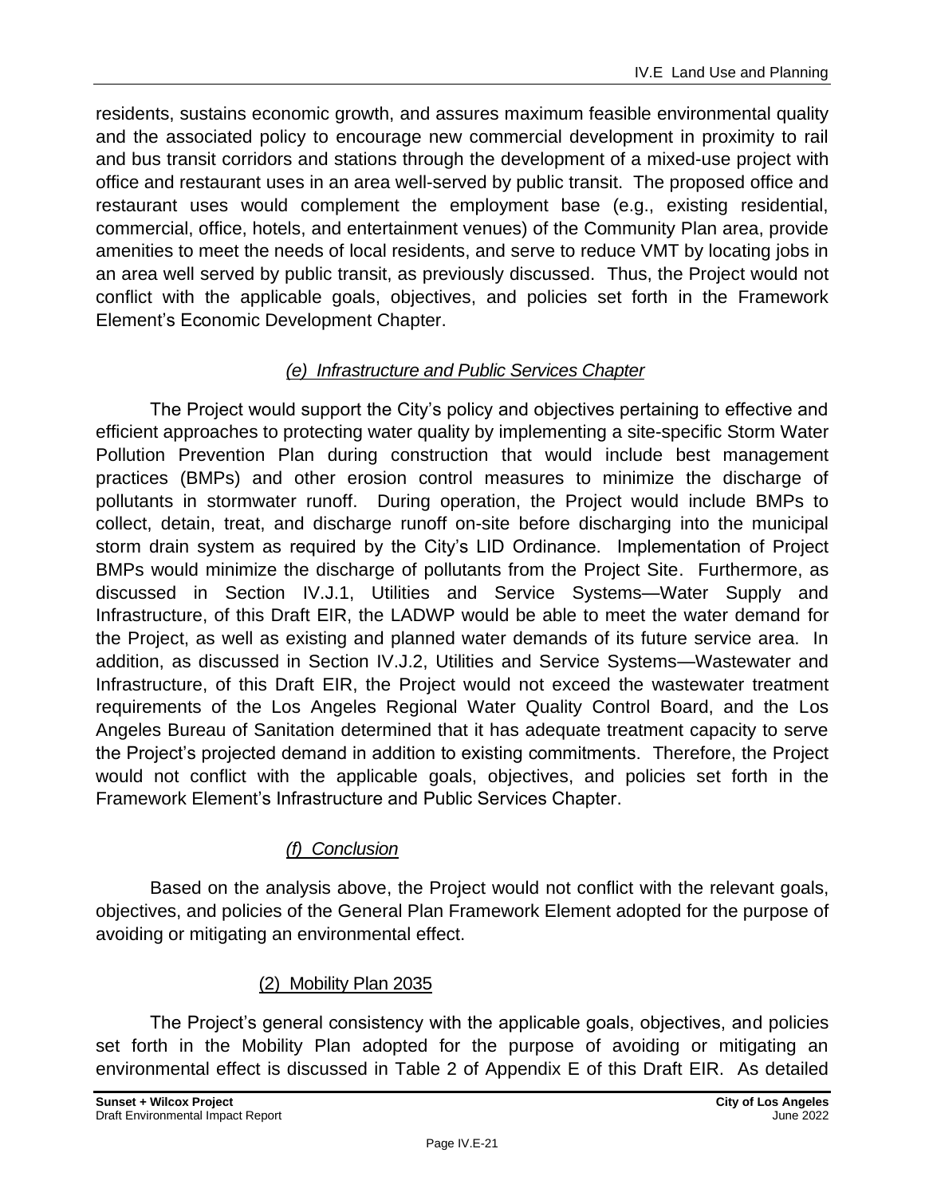residents, sustains economic growth, and assures maximum feasible environmental quality and the associated policy to encourage new commercial development in proximity to rail and bus transit corridors and stations through the development of a mixed-use project with office and restaurant uses in an area well-served by public transit. The proposed office and restaurant uses would complement the employment base (e.g., existing residential, commercial, office, hotels, and entertainment venues) of the Community Plan area, provide amenities to meet the needs of local residents, and serve to reduce VMT by locating jobs in an area well served by public transit, as previously discussed. Thus, the Project would not conflict with the applicable goals, objectives, and policies set forth in the Framework Element's Economic Development Chapter.

#### *(e) Infrastructure and Public Services Chapter*

The Project would support the City's policy and objectives pertaining to effective and efficient approaches to protecting water quality by implementing a site-specific Storm Water Pollution Prevention Plan during construction that would include best management practices (BMPs) and other erosion control measures to minimize the discharge of pollutants in stormwater runoff. During operation, the Project would include BMPs to collect, detain, treat, and discharge runoff on-site before discharging into the municipal storm drain system as required by the City's LID Ordinance. Implementation of Project BMPs would minimize the discharge of pollutants from the Project Site. Furthermore, as discussed in Section IV.J.1, Utilities and Service Systems—Water Supply and Infrastructure, of this Draft EIR, the LADWP would be able to meet the water demand for the Project, as well as existing and planned water demands of its future service area. In addition, as discussed in Section IV.J.2, Utilities and Service Systems—Wastewater and Infrastructure, of this Draft EIR, the Project would not exceed the wastewater treatment requirements of the Los Angeles Regional Water Quality Control Board, and the Los Angeles Bureau of Sanitation determined that it has adequate treatment capacity to serve the Project's projected demand in addition to existing commitments. Therefore, the Project would not conflict with the applicable goals, objectives, and policies set forth in the Framework Element's Infrastructure and Public Services Chapter.

#### *(f) Conclusion*

Based on the analysis above, the Project would not conflict with the relevant goals, objectives, and policies of the General Plan Framework Element adopted for the purpose of avoiding or mitigating an environmental effect.

### (2) Mobility Plan 2035

The Project's general consistency with the applicable goals, objectives, and policies set forth in the Mobility Plan adopted for the purpose of avoiding or mitigating an environmental effect is discussed in Table 2 of Appendix E of this Draft EIR. As detailed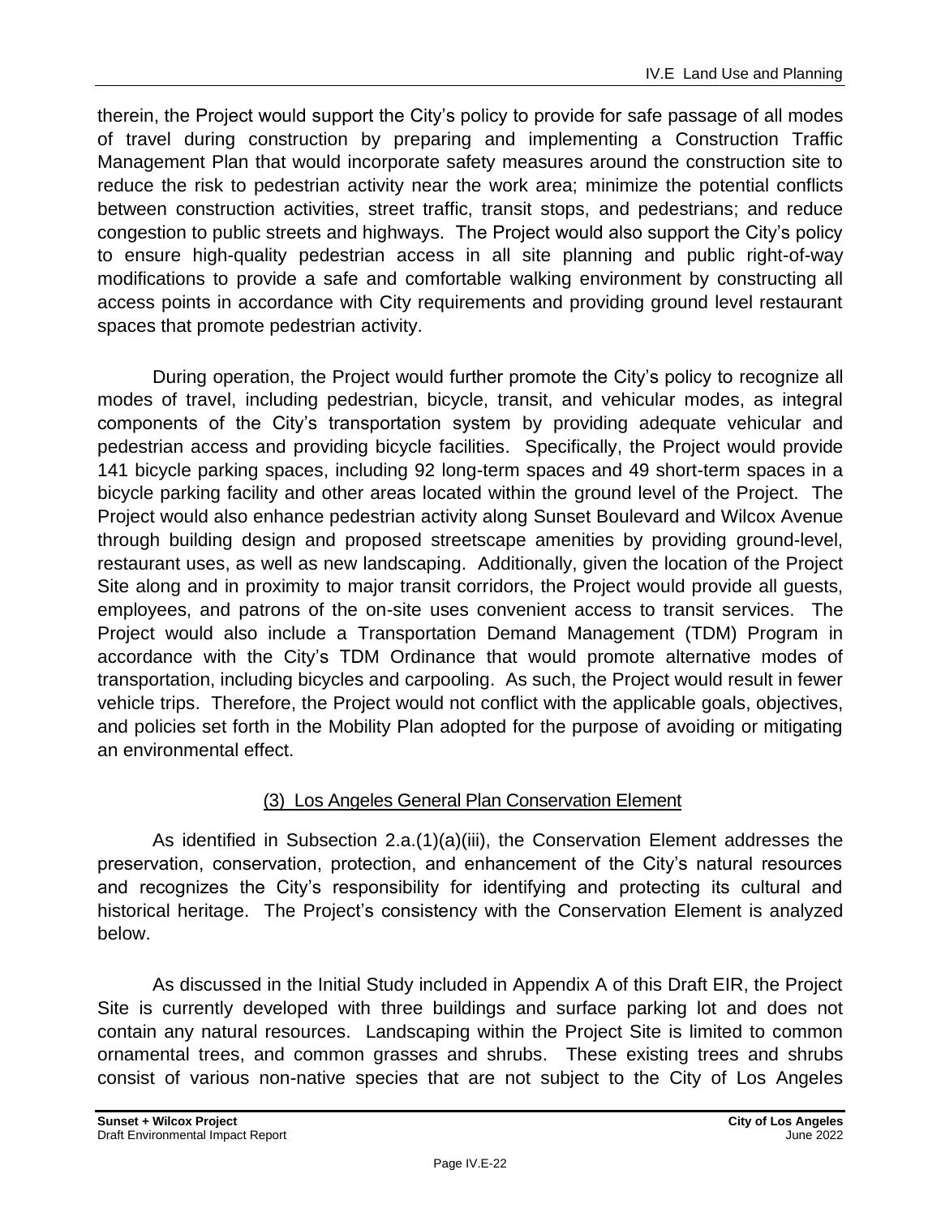therein, the Project would support the City's policy to provide for safe passage of all modes of travel during construction by preparing and implementing a Construction Traffic Management Plan that would incorporate safety measures around the construction site to reduce the risk to pedestrian activity near the work area; minimize the potential conflicts between construction activities, street traffic, transit stops, and pedestrians; and reduce congestion to public streets and highways. The Project would also support the City's policy to ensure high-quality pedestrian access in all site planning and public right-of-way modifications to provide a safe and comfortable walking environment by constructing all access points in accordance with City requirements and providing ground level restaurant spaces that promote pedestrian activity.

During operation, the Project would further promote the City's policy to recognize all modes of travel, including pedestrian, bicycle, transit, and vehicular modes, as integral components of the City's transportation system by providing adequate vehicular and pedestrian access and providing bicycle facilities. Specifically, the Project would provide 141 bicycle parking spaces, including 92 long-term spaces and 49 short-term spaces in a bicycle parking facility and other areas located within the ground level of the Project. The Project would also enhance pedestrian activity along Sunset Boulevard and Wilcox Avenue through building design and proposed streetscape amenities by providing ground-level, restaurant uses, as well as new landscaping. Additionally, given the location of the Project Site along and in proximity to major transit corridors, the Project would provide all guests, employees, and patrons of the on-site uses convenient access to transit services. The Project would also include a Transportation Demand Management (TDM) Program in accordance with the City's TDM Ordinance that would promote alternative modes of transportation, including bicycles and carpooling. As such, the Project would result in fewer vehicle trips. Therefore, the Project would not conflict with the applicable goals, objectives, and policies set forth in the Mobility Plan adopted for the purpose of avoiding or mitigating an environmental effect.

### (3) Los Angeles General Plan Conservation Element

As identified in Subsection 2.a.(1)(a)(iii), the Conservation Element addresses the preservation, conservation, protection, and enhancement of the City's natural resources and recognizes the City's responsibility for identifying and protecting its cultural and historical heritage. The Project's consistency with the Conservation Element is analyzed below.

As discussed in the Initial Study included in Appendix A of this Draft EIR, the Project Site is currently developed with three buildings and surface parking lot and does not contain any natural resources. Landscaping within the Project Site is limited to common ornamental trees, and common grasses and shrubs. These existing trees and shrubs consist of various non-native species that are not subject to the City of Los Angeles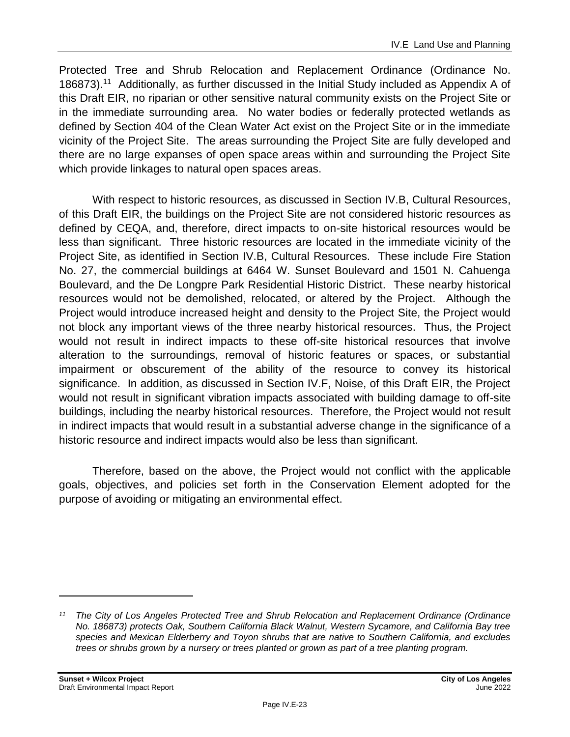Protected Tree and Shrub Relocation and Replacement Ordinance (Ordinance No. 186873).[11] Additionally, as further discussed in the Initial Study included as Appendix A of this Draft EIR, no riparian or other sensitive natural community exists on the Project Site or in the immediate surrounding area. No water bodies or federally protected wetlands as defined by Section 404 of the Clean Water Act exist on the Project Site or in the immediate vicinity of the Project Site. The areas surrounding the Project Site are fully developed and there are no large expanses of open space areas within and surrounding the Project Site which provide linkages to natural open spaces areas.

With respect to historic resources, as discussed in Section IV.B, Cultural Resources, of this Draft EIR, the buildings on the Project Site are not considered historic resources as defined by CEQA, and, therefore, direct impacts to on-site historical resources would be less than significant. Three historic resources are located in the immediate vicinity of the Project Site, as identified in Section IV.B, Cultural Resources. These include Fire Station No. 27, the commercial buildings at 6464 W. Sunset Boulevard and 1501 N. Cahuenga Boulevard, and the De Longpre Park Residential Historic District. These nearby historical resources would not be demolished, relocated, or altered by the Project. Although the Project would introduce increased height and density to the Project Site, the Project would not block any important views of the three nearby historical resources. Thus, the Project would not result in indirect impacts to these off-site historical resources that involve alteration to the surroundings, removal of historic features or spaces, or substantial impairment or obscurement of the ability of the resource to convey its historical significance. In addition, as discussed in Section IV.F, Noise, of this Draft EIR, the Project would not result in significant vibration impacts associated with building damage to off-site buildings, including the nearby historical resources. Therefore, the Project would not result in indirect impacts that would result in a substantial adverse change in the significance of a historic resource and indirect impacts would also be less than significant.

Therefore, based on the above, the Project would not conflict with the applicable goals, objectives, and policies set forth in the Conservation Element adopted for the purpose of avoiding or mitigating an environmental effect.

---

[11] *The City of Los Angeles Protected Tree and Shrub Relocation and Replacement Ordinance (Ordinance No. 186873) protects Oak, Southern California Black Walnut, Western Sycamore, and California Bay tree species and Mexican Elderberry and Toyon shrubs that are native to Southern California, and excludes trees or shrubs grown by a nursery or trees planted or grown as part of a tree planting program.*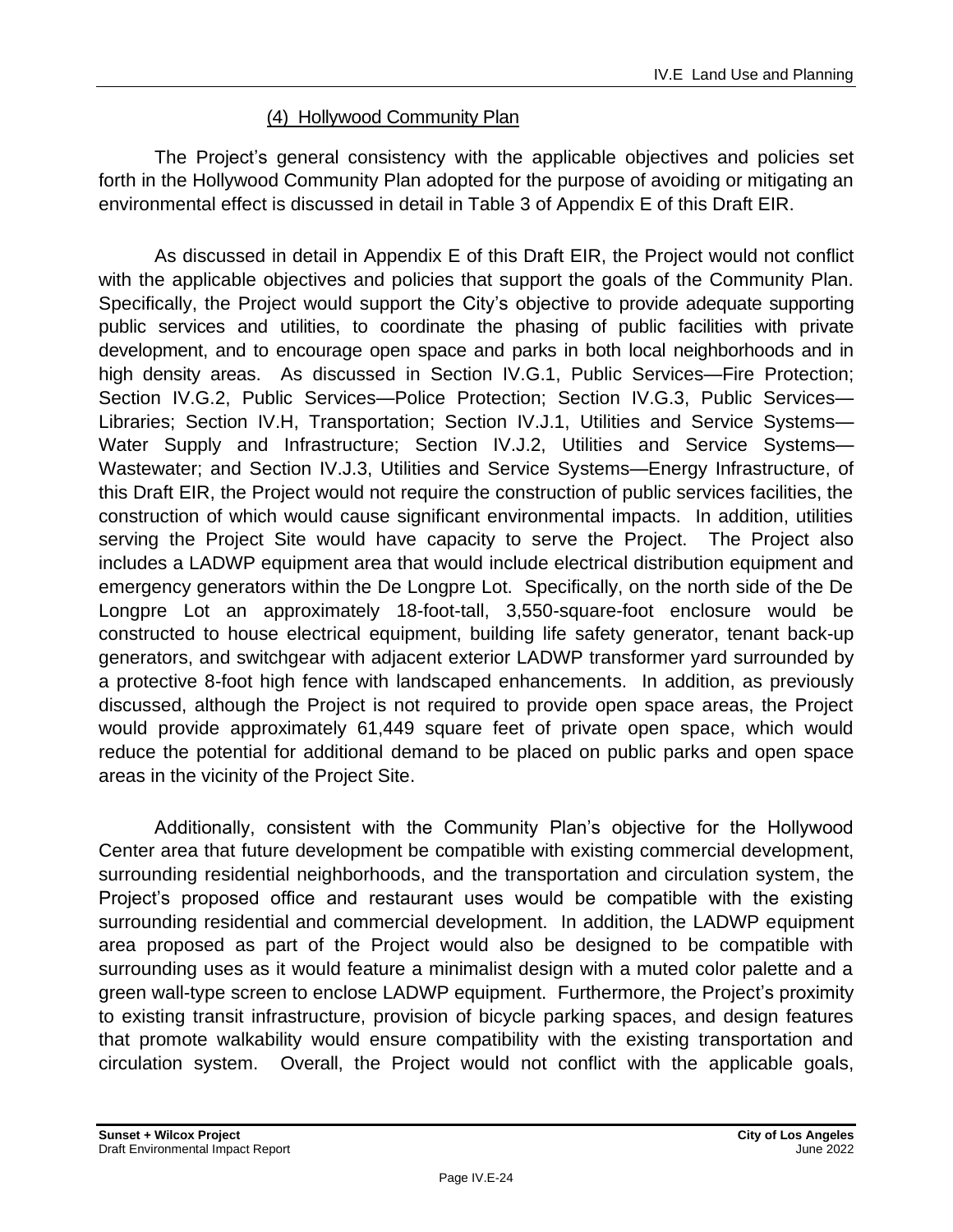#### (4) Hollywood Community Plan

The Project's general consistency with the applicable objectives and policies set forth in the Hollywood Community Plan adopted for the purpose of avoiding or mitigating an environmental effect is discussed in detail in Table 3 of Appendix E of this Draft EIR.

As discussed in detail in Appendix E of this Draft EIR, the Project would not conflict with the applicable objectives and policies that support the goals of the Community Plan. Specifically, the Project would support the City's objective to provide adequate supporting public services and utilities, to coordinate the phasing of public facilities with private development, and to encourage open space and parks in both local neighborhoods and in high density areas. As discussed in Section IV.G.1, Public Services—Fire Protection; Section IV.G.2, Public Services—Police Protection; Section IV.G.3, Public Services—Libraries; Section IV.H, Transportation; Section IV.J.1, Utilities and Service Systems—Water Supply and Infrastructure; Section IV.J.2, Utilities and Service Systems—Wastewater; and Section IV.J.3, Utilities and Service Systems—Energy Infrastructure, of this Draft EIR, the Project would not require the construction of public services facilities, the construction of which would cause significant environmental impacts. In addition, utilities serving the Project Site would have capacity to serve the Project. The Project also includes a LADWP equipment area that would include electrical distribution equipment and emergency generators within the De Longpre Lot. Specifically, on the north side of the De Longpre Lot an approximately 18-foot-tall, 3,550-square-foot enclosure would be constructed to house electrical equipment, building life safety generator, tenant back-up generators, and switchgear with adjacent exterior LADWP transformer yard surrounded by a protective 8-foot high fence with landscaped enhancements. In addition, as previously discussed, although the Project is not required to provide open space areas, the Project would provide approximately 61,449 square feet of private open space, which would reduce the potential for additional demand to be placed on public parks and open space areas in the vicinity of the Project Site.

Additionally, consistent with the Community Plan's objective for the Hollywood Center area that future development be compatible with existing commercial development, surrounding residential neighborhoods, and the transportation and circulation system, the Project's proposed office and restaurant uses would be compatible with the existing surrounding residential and commercial development. In addition, the LADWP equipment area proposed as part of the Project would also be designed to be compatible with surrounding uses as it would feature a minimalist design with a muted color palette and a green wall-type screen to enclose LADWP equipment. Furthermore, the Project's proximity to existing transit infrastructure, provision of bicycle parking spaces, and design features that promote walkability would ensure compatibility with the existing transportation and circulation system. Overall, the Project would not conflict with the applicable goals,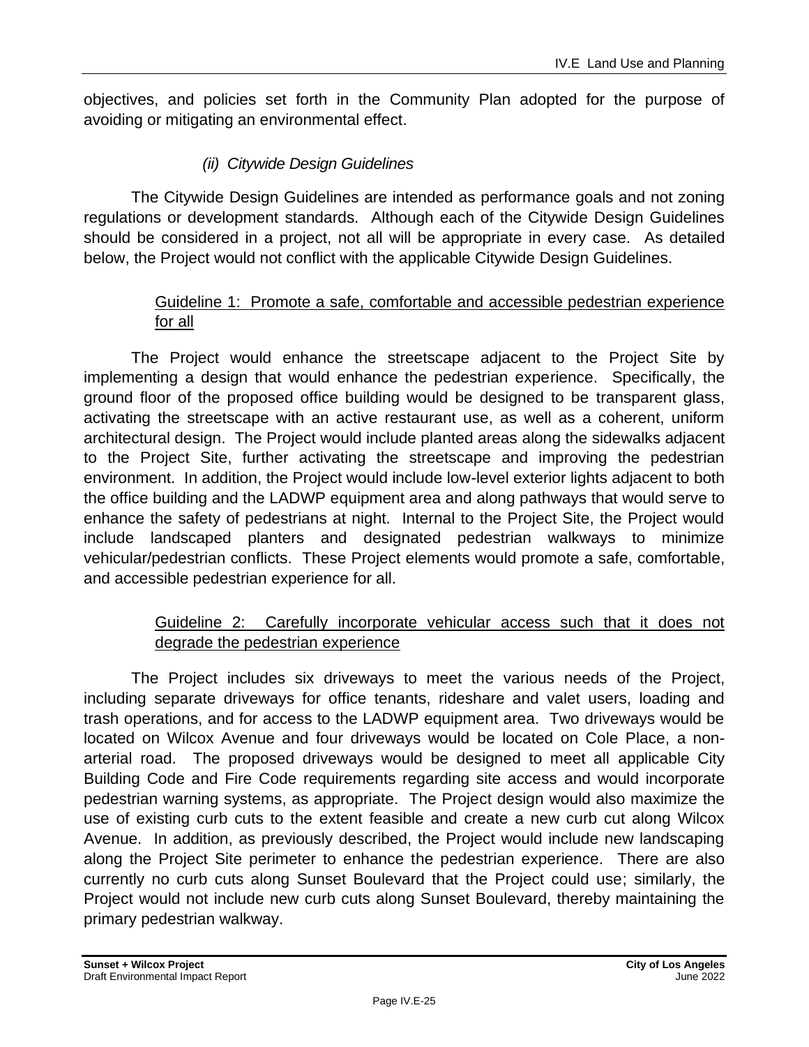objectives, and policies set forth in the Community Plan adopted for the purpose of avoiding or mitigating an environmental effect.

#### *(ii) Citywide Design Guidelines*

The Citywide Design Guidelines are intended as performance goals and not zoning regulations or development standards. Although each of the Citywide Design Guidelines should be considered in a project, not all will be appropriate in every case. As detailed below, the Project would not conflict with the applicable Citywide Design Guidelines.

<u>Guideline 1: Promote a safe, comfortable and accessible pedestrian experience for all</u>

The Project would enhance the streetscape adjacent to the Project Site by implementing a design that would enhance the pedestrian experience. Specifically, the ground floor of the proposed office building would be designed to be transparent glass, activating the streetscape with an active restaurant use, as well as a coherent, uniform architectural design. The Project would include planted areas along the sidewalks adjacent to the Project Site, further activating the streetscape and improving the pedestrian environment. In addition, the Project would include low-level exterior lights adjacent to both the office building and the LADWP equipment area and along pathways that would serve to enhance the safety of pedestrians at night. Internal to the Project Site, the Project would include landscaped planters and designated pedestrian walkways to minimize vehicular/pedestrian conflicts. These Project elements would promote a safe, comfortable, and accessible pedestrian experience for all.

<u>Guideline 2: Carefully incorporate vehicular access such that it does not degrade the pedestrian experience</u>

The Project includes six driveways to meet the various needs of the Project, including separate driveways for office tenants, rideshare and valet users, loading and trash operations, and for access to the LADWP equipment area. Two driveways would be located on Wilcox Avenue and four driveways would be located on Cole Place, a non-arterial road. The proposed driveways would be designed to meet all applicable City Building Code and Fire Code requirements regarding site access and would incorporate pedestrian warning systems, as appropriate. The Project design would also maximize the use of existing curb cuts to the extent feasible and create a new curb cut along Wilcox Avenue. In addition, as previously described, the Project would include new landscaping along the Project Site perimeter to enhance the pedestrian experience. There are also currently no curb cuts along Sunset Boulevard that the Project could use; similarly, the Project would not include new curb cuts along Sunset Boulevard, thereby maintaining the primary pedestrian walkway.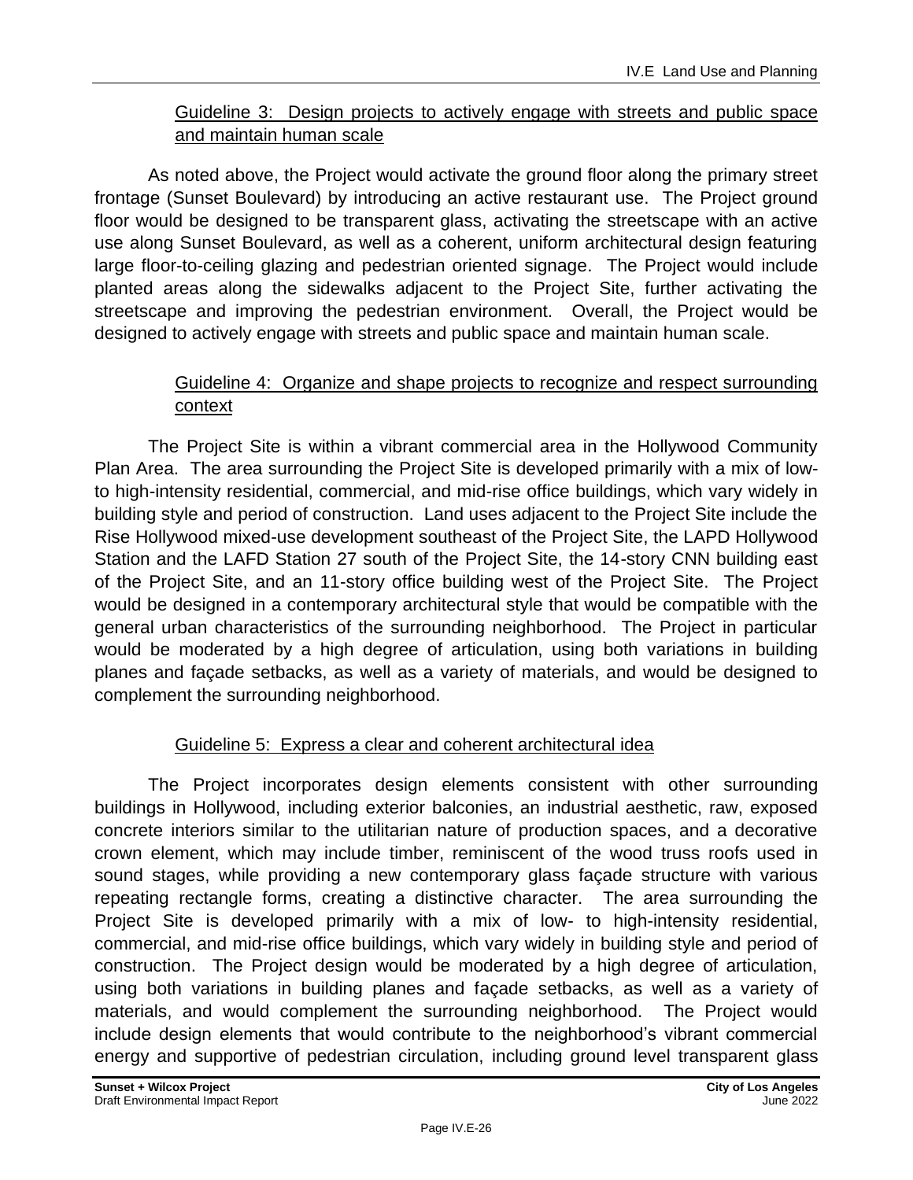Guideline 3: Design projects to actively engage with streets and public space and maintain human scale

As noted above, the Project would activate the ground floor along the primary street frontage (Sunset Boulevard) by introducing an active restaurant use. The Project ground floor would be designed to be transparent glass, activating the streetscape with an active use along Sunset Boulevard, as well as a coherent, uniform architectural design featuring large floor-to-ceiling glazing and pedestrian oriented signage. The Project would include planted areas along the sidewalks adjacent to the Project Site, further activating the streetscape and improving the pedestrian environment. Overall, the Project would be designed to actively engage with streets and public space and maintain human scale.

Guideline 4: Organize and shape projects to recognize and respect surrounding context

The Project Site is within a vibrant commercial area in the Hollywood Community Plan Area. The area surrounding the Project Site is developed primarily with a mix of low- to high-intensity residential, commercial, and mid-rise office buildings, which vary widely in building style and period of construction. Land uses adjacent to the Project Site include the Rise Hollywood mixed-use development southeast of the Project Site, the LAPD Hollywood Station and the LAFD Station 27 south of the Project Site, the 14-story CNN building east of the Project Site, and an 11-story office building west of the Project Site. The Project would be designed in a contemporary architectural style that would be compatible with the general urban characteristics of the surrounding neighborhood. The Project in particular would be moderated by a high degree of articulation, using both variations in building planes and façade setbacks, as well as a variety of materials, and would be designed to complement the surrounding neighborhood.

Guideline 5: Express a clear and coherent architectural idea

The Project incorporates design elements consistent with other surrounding buildings in Hollywood, including exterior balconies, an industrial aesthetic, raw, exposed concrete interiors similar to the utilitarian nature of production spaces, and a decorative crown element, which may include timber, reminiscent of the wood truss roofs used in sound stages, while providing a new contemporary glass façade structure with various repeating rectangle forms, creating a distinctive character. The area surrounding the Project Site is developed primarily with a mix of low- to high-intensity residential, commercial, and mid-rise office buildings, which vary widely in building style and period of construction. The Project design would be moderated by a high degree of articulation, using both variations in building planes and façade setbacks, as well as a variety of materials, and would complement the surrounding neighborhood. The Project would include design elements that would contribute to the neighborhood's vibrant commercial energy and supportive of pedestrian circulation, including ground level transparent glass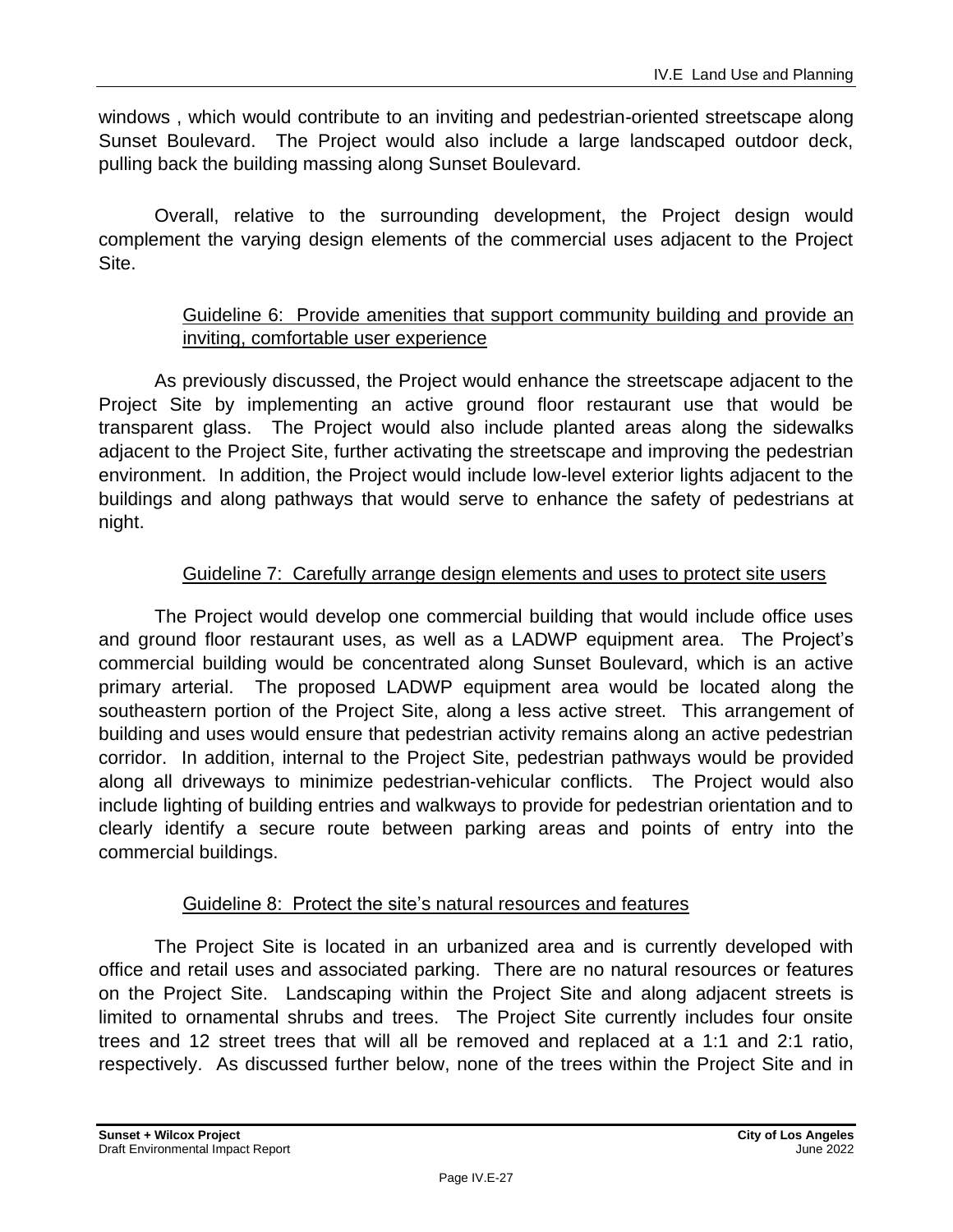windows , which would contribute to an inviting and pedestrian-oriented streetscape along Sunset Boulevard. The Project would also include a large landscaped outdoor deck, pulling back the building massing along Sunset Boulevard.

Overall, relative to the surrounding development, the Project design would complement the varying design elements of the commercial uses adjacent to the Project Site.

Guideline 6: Provide amenities that support community building and provide an inviting, comfortable user experience

As previously discussed, the Project would enhance the streetscape adjacent to the Project Site by implementing an active ground floor restaurant use that would be transparent glass. The Project would also include planted areas along the sidewalks adjacent to the Project Site, further activating the streetscape and improving the pedestrian environment. In addition, the Project would include low-level exterior lights adjacent to the buildings and along pathways that would serve to enhance the safety of pedestrians at night.

Guideline 7: Carefully arrange design elements and uses to protect site users

The Project would develop one commercial building that would include office uses and ground floor restaurant uses, as well as a LADWP equipment area. The Project's commercial building would be concentrated along Sunset Boulevard, which is an active primary arterial. The proposed LADWP equipment area would be located along the southeastern portion of the Project Site, along a less active street. This arrangement of building and uses would ensure that pedestrian activity remains along an active pedestrian corridor. In addition, internal to the Project Site, pedestrian pathways would be provided along all driveways to minimize pedestrian-vehicular conflicts. The Project would also include lighting of building entries and walkways to provide for pedestrian orientation and to clearly identify a secure route between parking areas and points of entry into the commercial buildings.

Guideline 8: Protect the site's natural resources and features

The Project Site is located in an urbanized area and is currently developed with office and retail uses and associated parking. There are no natural resources or features on the Project Site. Landscaping within the Project Site and along adjacent streets is limited to ornamental shrubs and trees. The Project Site currently includes four onsite trees and 12 street trees that will all be removed and replaced at a 1:1 and 2:1 ratio, respectively. As discussed further below, none of the trees within the Project Site and in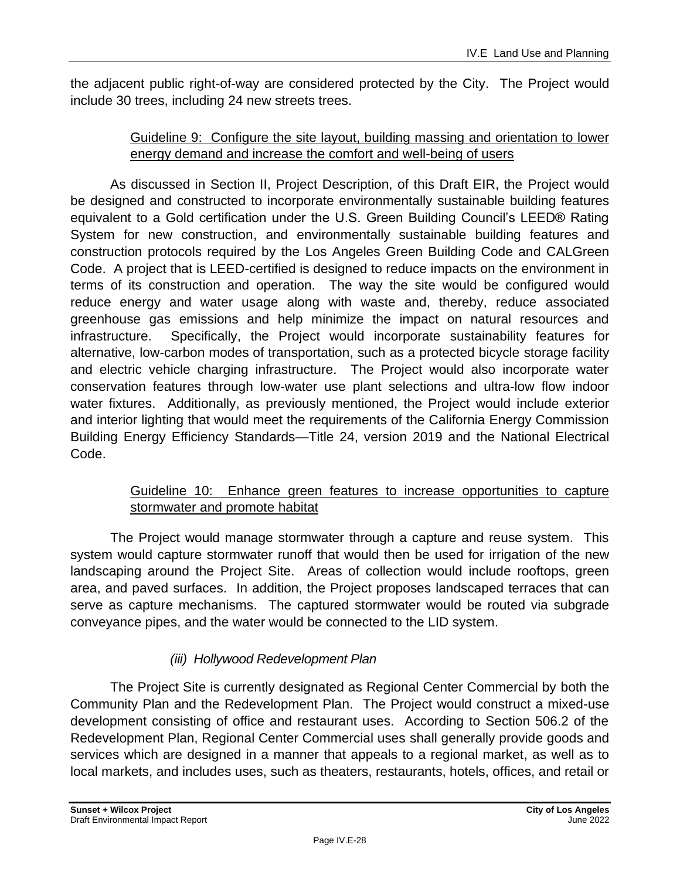the adjacent public right-of-way are considered protected by the City. The Project would include 30 trees, including 24 new streets trees.

<u>Guideline 9: Configure the site layout, building massing and orientation to lower energy demand and increase the comfort and well-being of users</u>

As discussed in Section II, Project Description, of this Draft EIR, the Project would be designed and constructed to incorporate environmentally sustainable building features equivalent to a Gold certification under the U.S. Green Building Council's LEED® Rating System for new construction, and environmentally sustainable building features and construction protocols required by the Los Angeles Green Building Code and CALGreen Code. A project that is LEED-certified is designed to reduce impacts on the environment in terms of its construction and operation. The way the site would be configured would reduce energy and water usage along with waste and, thereby, reduce associated greenhouse gas emissions and help minimize the impact on natural resources and infrastructure. Specifically, the Project would incorporate sustainability features for alternative, low-carbon modes of transportation, such as a protected bicycle storage facility and electric vehicle charging infrastructure. The Project would also incorporate water conservation features through low-water use plant selections and ultra-low flow indoor water fixtures. Additionally, as previously mentioned, the Project would include exterior and interior lighting that would meet the requirements of the California Energy Commission Building Energy Efficiency Standards—Title 24, version 2019 and the National Electrical Code.

<u>Guideline 10: Enhance green features to increase opportunities to capture stormwater and promote habitat</u>

The Project would manage stormwater through a capture and reuse system. This system would capture stormwater runoff that would then be used for irrigation of the new landscaping around the Project Site. Areas of collection would include rooftops, green area, and paved surfaces. In addition, the Project proposes landscaped terraces that can serve as capture mechanisms. The captured stormwater would be routed via subgrade conveyance pipes, and the water would be connected to the LID system.

*(iii) Hollywood Redevelopment Plan*

The Project Site is currently designated as Regional Center Commercial by both the Community Plan and the Redevelopment Plan. The Project would construct a mixed-use development consisting of office and restaurant uses. According to Section 506.2 of the Redevelopment Plan, Regional Center Commercial uses shall generally provide goods and services which are designed in a manner that appeals to a regional market, as well as to local markets, and includes uses, such as theaters, restaurants, hotels, offices, and retail or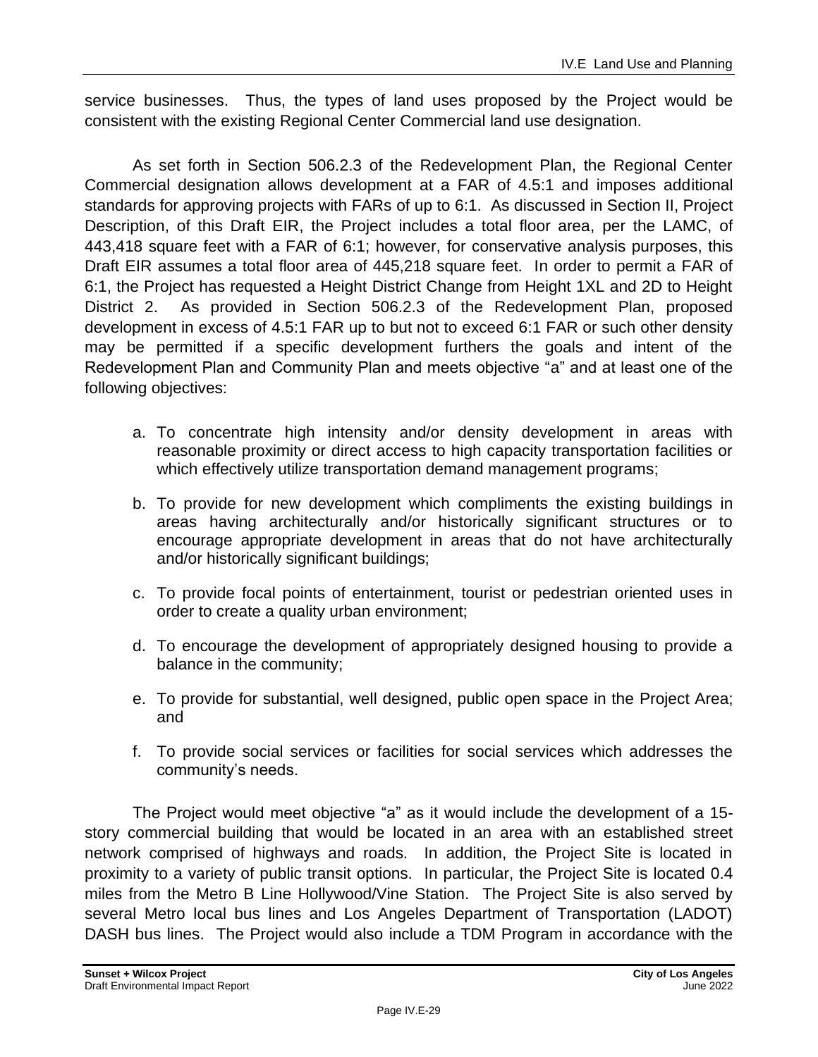service businesses. Thus, the types of land uses proposed by the Project would be consistent with the existing Regional Center Commercial land use designation.

As set forth in Section 506.2.3 of the Redevelopment Plan, the Regional Center Commercial designation allows development at a FAR of 4.5:1 and imposes additional standards for approving projects with FARs of up to 6:1. As discussed in Section II, Project Description, of this Draft EIR, the Project includes a total floor area, per the LAMC, of 443,418 square feet with a FAR of 6:1; however, for conservative analysis purposes, this Draft EIR assumes a total floor area of 445,218 square feet. In order to permit a FAR of 6:1, the Project has requested a Height District Change from Height 1XL and 2D to Height District 2. As provided in Section 506.2.3 of the Redevelopment Plan, proposed development in excess of 4.5:1 FAR up to but not to exceed 6:1 FAR or such other density may be permitted if a specific development furthers the goals and intent of the Redevelopment Plan and Community Plan and meets objective "a" and at least one of the following objectives:

a. To concentrate high intensity and/or density development in areas with reasonable proximity or direct access to high capacity transportation facilities or which effectively utilize transportation demand management programs;

b. To provide for new development which compliments the existing buildings in areas having architecturally and/or historically significant structures or to encourage appropriate development in areas that do not have architecturally and/or historically significant buildings;

c. To provide focal points of entertainment, tourist or pedestrian oriented uses in order to create a quality urban environment;

d. To encourage the development of appropriately designed housing to provide a balance in the community;

e. To provide for substantial, well designed, public open space in the Project Area; and

f. To provide social services or facilities for social services which addresses the community's needs.

The Project would meet objective "a" as it would include the development of a 15-story commercial building that would be located in an area with an established street network comprised of highways and roads. In addition, the Project Site is located in proximity to a variety of public transit options. In particular, the Project Site is located 0.4 miles from the Metro B Line Hollywood/Vine Station. The Project Site is also served by several Metro local bus lines and Los Angeles Department of Transportation (LADOT) DASH bus lines. The Project would also include a TDM Program in accordance with the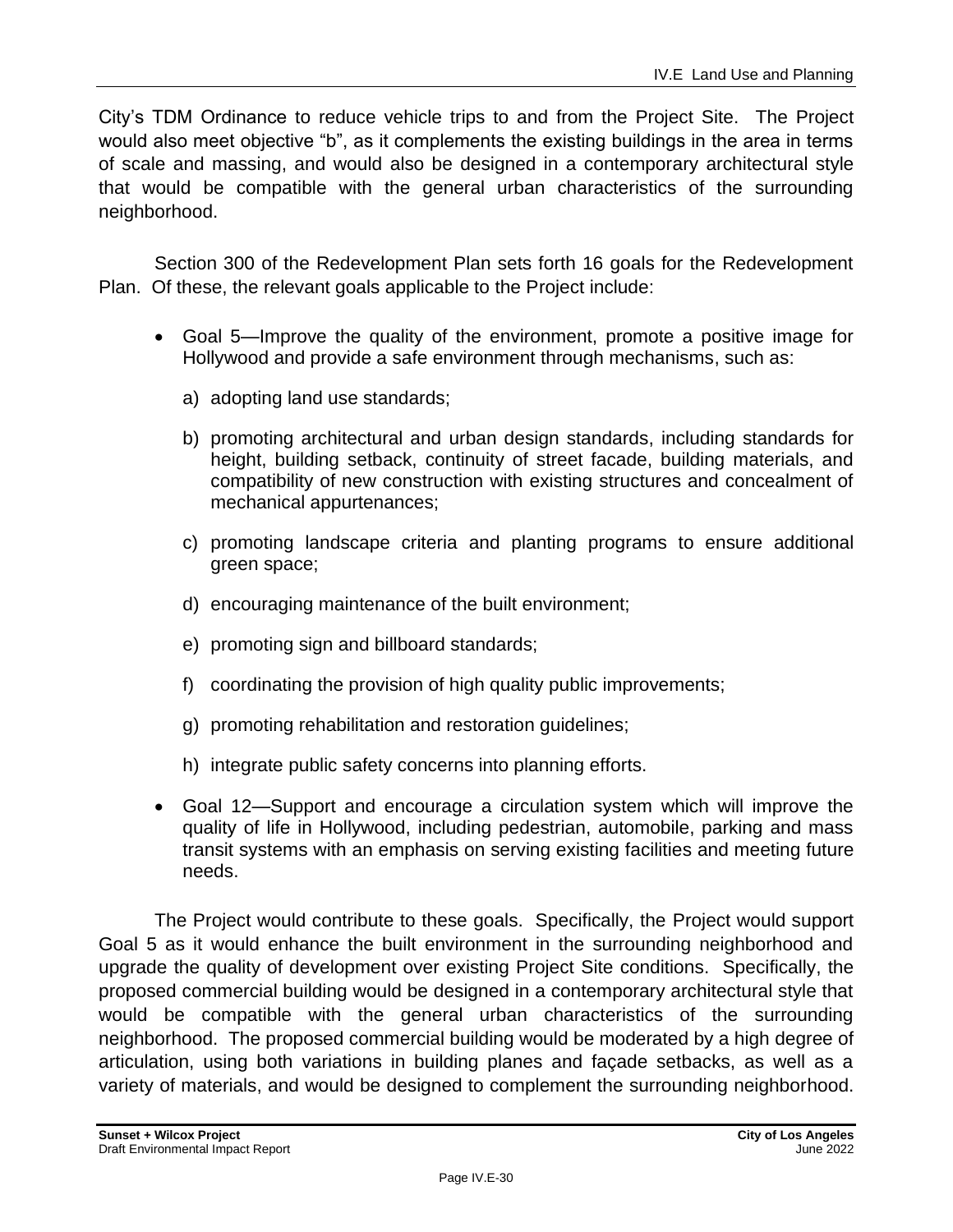City's TDM Ordinance to reduce vehicle trips to and from the Project Site. The Project would also meet objective "b", as it complements the existing buildings in the area in terms of scale and massing, and would also be designed in a contemporary architectural style that would be compatible with the general urban characteristics of the surrounding neighborhood.

Section 300 of the Redevelopment Plan sets forth 16 goals for the Redevelopment Plan. Of these, the relevant goals applicable to the Project include:

- Goal 5—Improve the quality of the environment, promote a positive image for Hollywood and provide a safe environment through mechanisms, such as:
  - a) adopting land use standards;
  - b) promoting architectural and urban design standards, including standards for height, building setback, continuity of street facade, building materials, and compatibility of new construction with existing structures and concealment of mechanical appurtenances;
  - c) promoting landscape criteria and planting programs to ensure additional green space;
  - d) encouraging maintenance of the built environment;
  - e) promoting sign and billboard standards;
  - f) coordinating the provision of high quality public improvements;
  - g) promoting rehabilitation and restoration guidelines;
  - h) integrate public safety concerns into planning efforts.
- Goal 12—Support and encourage a circulation system which will improve the quality of life in Hollywood, including pedestrian, automobile, parking and mass transit systems with an emphasis on serving existing facilities and meeting future needs.

The Project would contribute to these goals. Specifically, the Project would support Goal 5 as it would enhance the built environment in the surrounding neighborhood and upgrade the quality of development over existing Project Site conditions. Specifically, the proposed commercial building would be designed in a contemporary architectural style that would be compatible with the general urban characteristics of the surrounding neighborhood. The proposed commercial building would be moderated by a high degree of articulation, using both variations in building planes and façade setbacks, as well as a variety of materials, and would be designed to complement the surrounding neighborhood.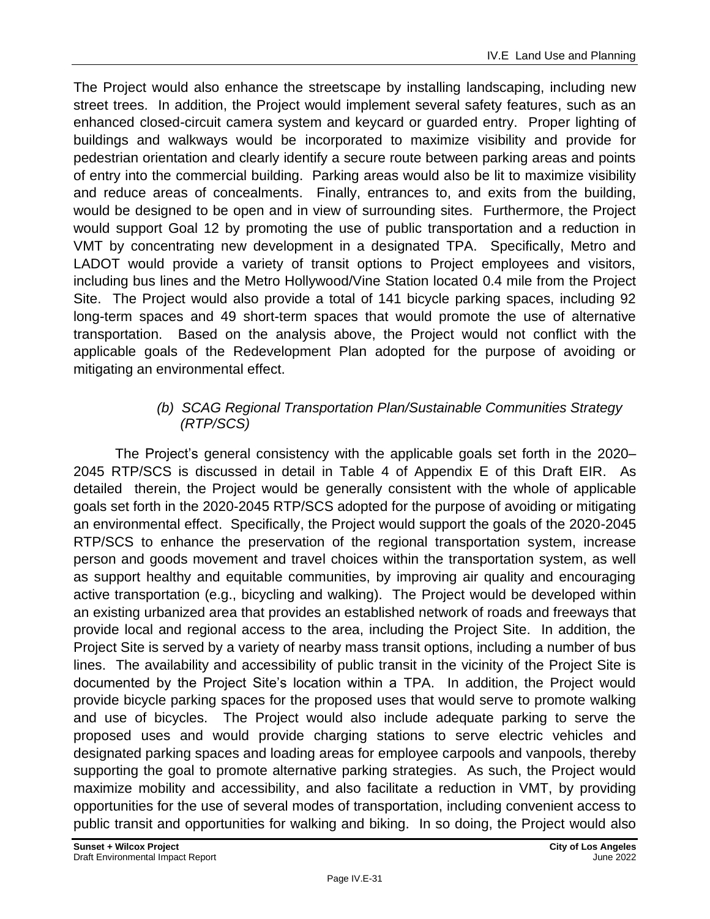The Project would also enhance the streetscape by installing landscaping, including new street trees. In addition, the Project would implement several safety features, such as an enhanced closed-circuit camera system and keycard or guarded entry. Proper lighting of buildings and walkways would be incorporated to maximize visibility and provide for pedestrian orientation and clearly identify a secure route between parking areas and points of entry into the commercial building. Parking areas would also be lit to maximize visibility and reduce areas of concealments. Finally, entrances to, and exits from the building, would be designed to be open and in view of surrounding sites. Furthermore, the Project would support Goal 12 by promoting the use of public transportation and a reduction in VMT by concentrating new development in a designated TPA. Specifically, Metro and LADOT would provide a variety of transit options to Project employees and visitors, including bus lines and the Metro Hollywood/Vine Station located 0.4 mile from the Project Site. The Project would also provide a total of 141 bicycle parking spaces, including 92 long-term spaces and 49 short-term spaces that would promote the use of alternative transportation. Based on the analysis above, the Project would not conflict with the applicable goals of the Redevelopment Plan adopted for the purpose of avoiding or mitigating an environmental effect.

##### *(b) SCAG Regional Transportation Plan/Sustainable Communities Strategy (RTP/SCS)*

The Project's general consistency with the applicable goals set forth in the 2020–2045 RTP/SCS is discussed in detail in Table 4 of Appendix E of this Draft EIR. As detailed therein, the Project would be generally consistent with the whole of applicable goals set forth in the 2020-2045 RTP/SCS adopted for the purpose of avoiding or mitigating an environmental effect. Specifically, the Project would support the goals of the 2020-2045 RTP/SCS to enhance the preservation of the regional transportation system, increase person and goods movement and travel choices within the transportation system, as well as support healthy and equitable communities, by improving air quality and encouraging active transportation (e.g., bicycling and walking). The Project would be developed within an existing urbanized area that provides an established network of roads and freeways that provide local and regional access to the area, including the Project Site. In addition, the Project Site is served by a variety of nearby mass transit options, including a number of bus lines. The availability and accessibility of public transit in the vicinity of the Project Site is documented by the Project Site's location within a TPA. In addition, the Project would provide bicycle parking spaces for the proposed uses that would serve to promote walking and use of bicycles. The Project would also include adequate parking to serve the proposed uses and would provide charging stations to serve electric vehicles and designated parking spaces and loading areas for employee carpools and vanpools, thereby supporting the goal to promote alternative parking strategies. As such, the Project would maximize mobility and accessibility, and also facilitate a reduction in VMT, by providing opportunities for the use of several modes of transportation, including convenient access to public transit and opportunities for walking and biking. In so doing, the Project would also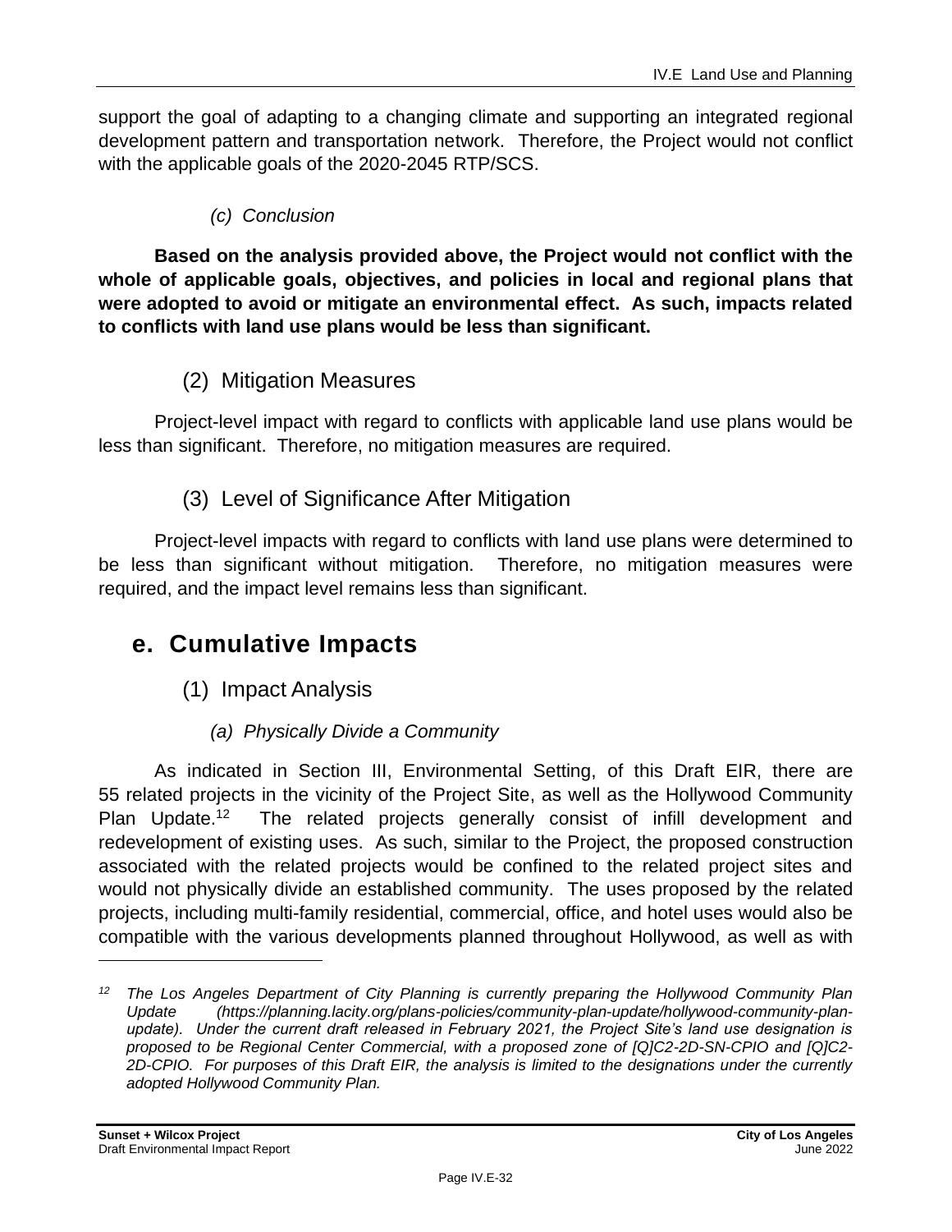support the goal of adapting to a changing climate and supporting an integrated regional development pattern and transportation network. Therefore, the Project would not conflict with the applicable goals of the 2020-2045 RTP/SCS.

*(c) Conclusion*

**Based on the analysis provided above, the Project would not conflict with the whole of applicable goals, objectives, and policies in local and regional plans that were adopted to avoid or mitigate an environmental effect. As such, impacts related to conflicts with land use plans would be less than significant.**

### (2) Mitigation Measures

Project-level impact with regard to conflicts with applicable land use plans would be less than significant. Therefore, no mitigation measures are required.

### (3) Level of Significance After Mitigation

Project-level impacts with regard to conflicts with land use plans were determined to be less than significant without mitigation. Therefore, no mitigation measures were required, and the impact level remains less than significant.

## e. Cumulative Impacts

### (1) Impact Analysis

*(a) Physically Divide a Community*

As indicated in Section III, Environmental Setting, of this Draft EIR, there are 55 related projects in the vicinity of the Project Site, as well as the Hollywood Community Plan Update.[12] The related projects generally consist of infill development and redevelopment of existing uses. As such, similar to the Project, the proposed construction associated with the related projects would be confined to the related project sites and would not physically divide an established community. The uses proposed by the related projects, including multi-family residential, commercial, office, and hotel uses would also be compatible with the various developments planned throughout Hollywood, as well as with

---

*[12] The Los Angeles Department of City Planning is currently preparing the Hollywood Community Plan Update (https://planning.lacity.org/plans-policies/community-plan-update/hollywood-community-plan-update). Under the current draft released in February 2021, the Project Site's land use designation is proposed to be Regional Center Commercial, with a proposed zone of [Q]C2-2D-SN-CPIO and [Q]C2-2D-CPIO. For purposes of this Draft EIR, the analysis is limited to the designations under the currently adopted Hollywood Community Plan.*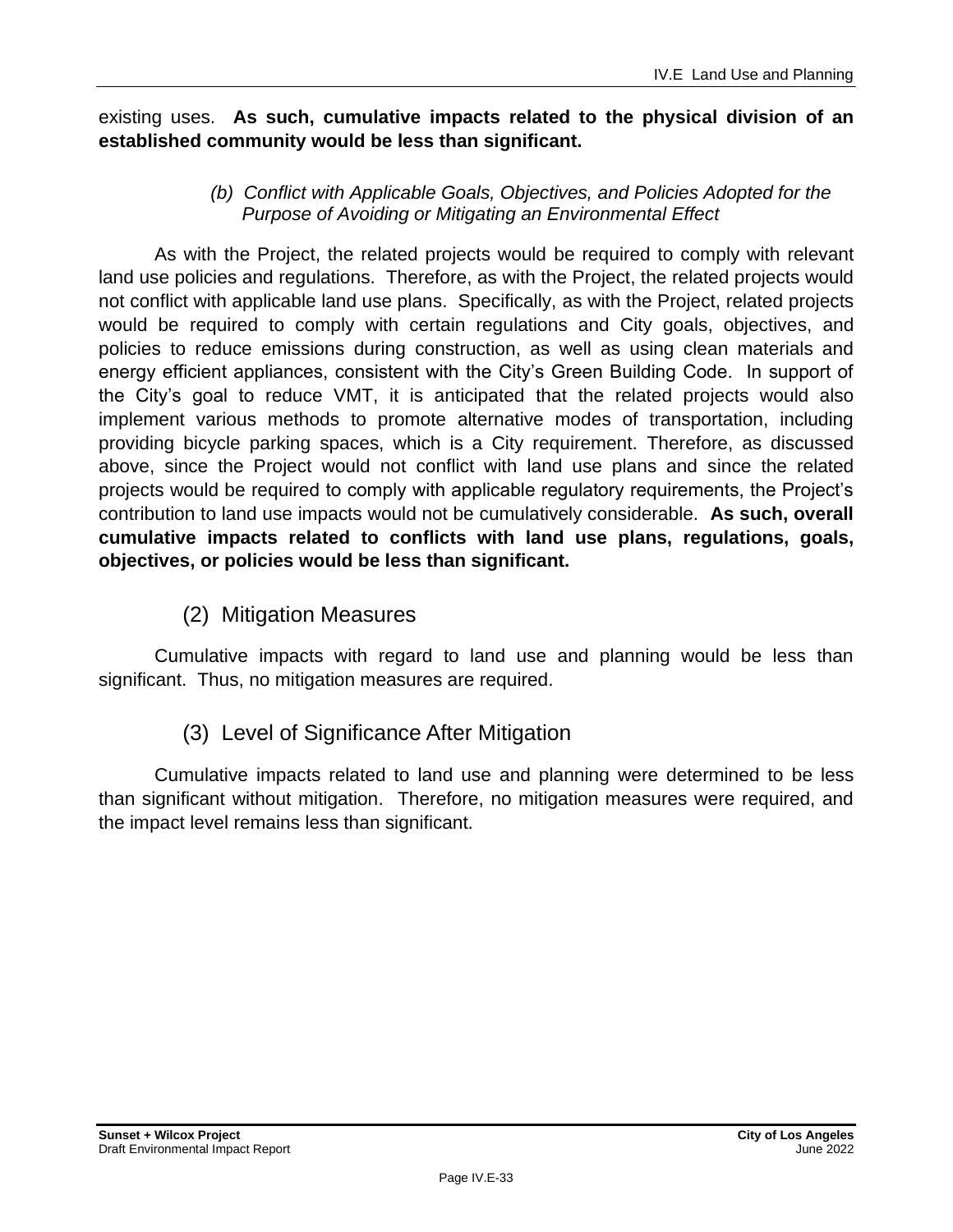existing uses. **As such, cumulative impacts related to the physical division of an established community would be less than significant.**

*(b) Conflict with Applicable Goals, Objectives, and Policies Adopted for the Purpose of Avoiding or Mitigating an Environmental Effect*

As with the Project, the related projects would be required to comply with relevant land use policies and regulations. Therefore, as with the Project, the related projects would not conflict with applicable land use plans. Specifically, as with the Project, related projects would be required to comply with certain regulations and City goals, objectives, and policies to reduce emissions during construction, as well as using clean materials and energy efficient appliances, consistent with the City's Green Building Code. In support of the City's goal to reduce VMT, it is anticipated that the related projects would also implement various methods to promote alternative modes of transportation, including providing bicycle parking spaces, which is a City requirement. Therefore, as discussed above, since the Project would not conflict with land use plans and since the related projects would be required to comply with applicable regulatory requirements, the Project's contribution to land use impacts would not be cumulatively considerable. **As such, overall cumulative impacts related to conflicts with land use plans, regulations, goals, objectives, or policies would be less than significant.**

## (2) Mitigation Measures

Cumulative impacts with regard to land use and planning would be less than significant. Thus, no mitigation measures are required.

## (3) Level of Significance After Mitigation

Cumulative impacts related to land use and planning were determined to be less than significant without mitigation. Therefore, no mitigation measures were required, and the impact level remains less than significant.